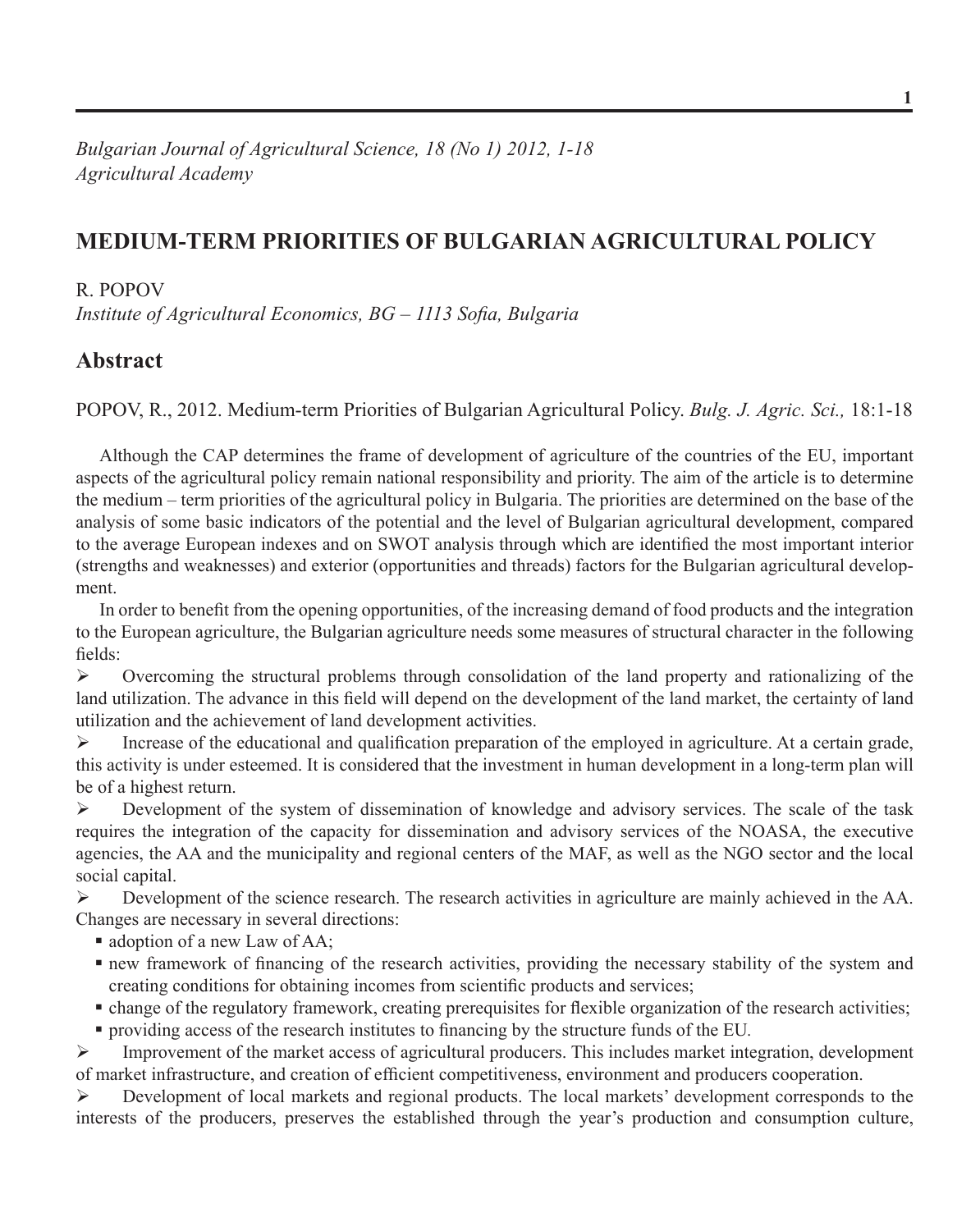*Bulgarian Journal of Agricultural Science, 18 (No 1) 2012, 1-18*
*Agricultural Academy*

# MEDIUM-TERM PRIORITIES OF BULGARIAN AGRICULTURAL POLICY

R. POPOV
*Institute of Agricultural Economics, BG – 1113 Sofia, Bulgaria*

## Abstract

POPOV, R., 2012. Medium-term Priorities of Bulgarian Agricultural Policy. *Bulg. J. Agric. Sci.,* 18:1-18

Although the CAP determines the frame of development of agriculture of the countries of the EU, important aspects of the agricultural policy remain national responsibility and priority. The aim of the article is to determine the medium – term priorities of the agricultural policy in Bulgaria. The priorities are determined on the base of the analysis of some basic indicators of the potential and the level of Bulgarian agricultural development, compared to the average European indexes and on SWOT analysis through which are identified the most important interior (strengths and weaknesses) and exterior (opportunities and threads) factors for the Bulgarian agricultural development.

In order to benefit from the opening opportunities, of the increasing demand of food products and the integration to the European agriculture, the Bulgarian agriculture needs some measures of structural character in the following fields:

- Overcoming the structural problems through consolidation of the land property and rationalizing of the land utilization. The advance in this field will depend on the development of the land market, the certainty of land utilization and the achievement of land development activities.
- Increase of the educational and qualification preparation of the employed in agriculture. At a certain grade, this activity is under esteemed. It is considered that the investment in human development in a long-term plan will be of a highest return.
- Development of the system of dissemination of knowledge and advisory services. The scale of the task requires the integration of the capacity for dissemination and advisory services of the NOASA, the executive agencies, the AA and the municipality and regional centers of the MAF, as well as the NGO sector and the local social capital.
- Development of the science research. The research activities in agriculture are mainly achieved in the AA. Changes are necessary in several directions:
  - adoption of a new Law of AA;
  - new framework of financing of the research activities, providing the necessary stability of the system and creating conditions for obtaining incomes from scientific products and services;
  - change of the regulatory framework, creating prerequisites for flexible organization of the research activities;
  - providing access of the research institutes to financing by the structure funds of the EU.
- Improvement of the market access of agricultural producers. This includes market integration, development of market infrastructure, and creation of efficient competitiveness, environment and producers cooperation.
- Development of local markets and regional products. The local markets' development corresponds to the interests of the producers, preserves the established through the year's production and consumption culture,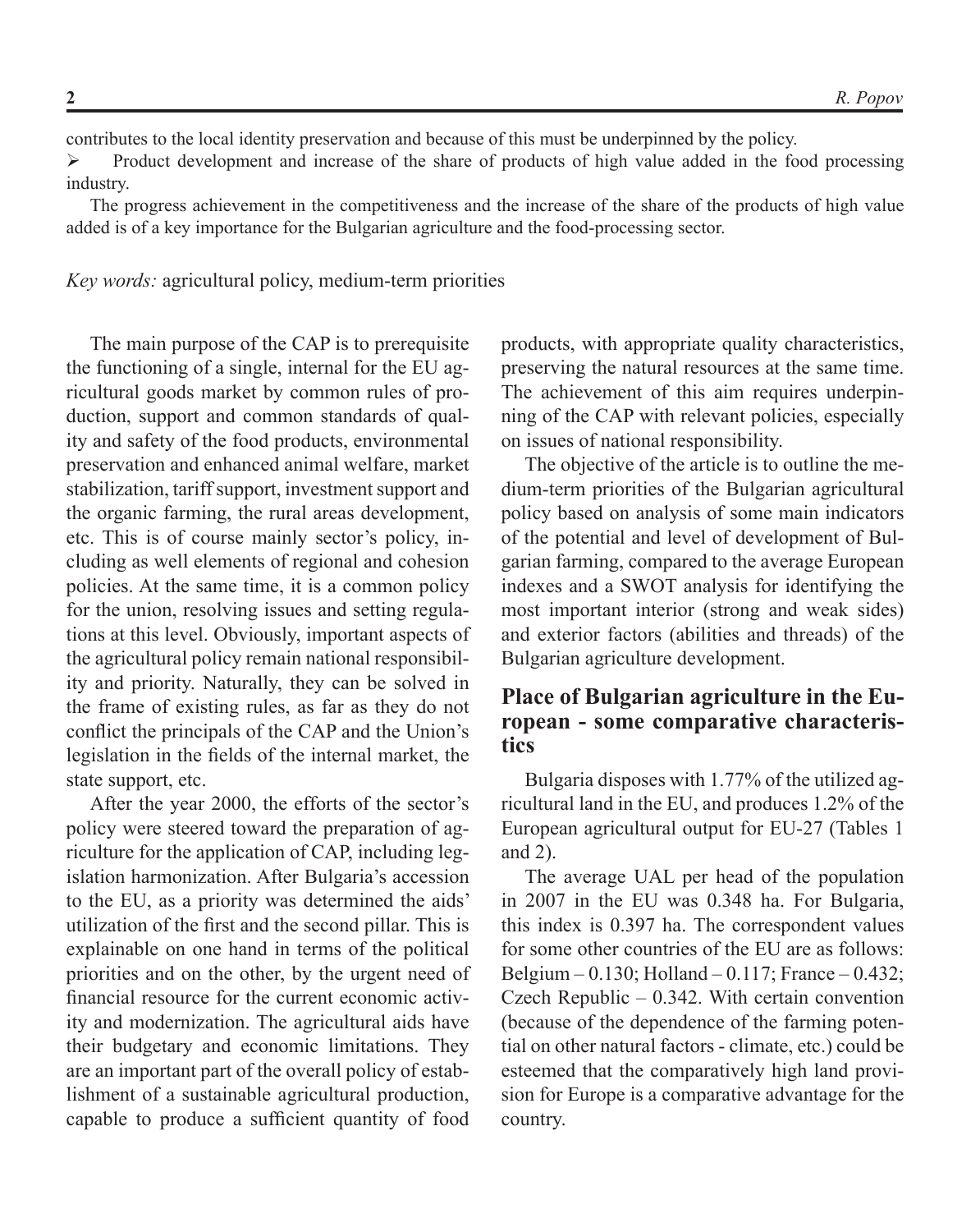contributes to the local identity preservation and because of this must be underpinned by the policy.

➢ Product development and increase of the share of products of high value added in the food processing industry.

The progress achievement in the competitiveness and the increase of the share of the products of high value added is of a key importance for the Bulgarian agriculture and the food-processing sector.

*Key words:* agricultural policy, medium-term priorities

The main purpose of the CAP is to prerequisite the functioning of a single, internal for the EU agricultural goods market by common rules of production, support and common standards of quality and safety of the food products, environmental preservation and enhanced animal welfare, market stabilization, tariff support, investment support and the organic farming, the rural areas development, etc. This is of course mainly sector's policy, including as well elements of regional and cohesion policies. At the same time, it is a common policy for the union, resolving issues and setting regulations at this level. Obviously, important aspects of the agricultural policy remain national responsibility and priority. Naturally, they can be solved in the frame of existing rules, as far as they do not conflict the principals of the CAP and the Union's legislation in the fields of the internal market, the state support, etc.

After the year 2000, the efforts of the sector's policy were steered toward the preparation of agriculture for the application of CAP, including legislation harmonization. After Bulgaria's accession to the EU, as a priority was determined the aids' utilization of the first and the second pillar. This is explainable on one hand in terms of the political priorities and on the other, by the urgent need of financial resource for the current economic activity and modernization. The agricultural aids have their budgetary and economic limitations. They are an important part of the overall policy of establishment of a sustainable agricultural production, capable to produce a sufficient quantity of food products, with appropriate quality characteristics, preserving the natural resources at the same time. The achievement of this aim requires underpinning of the CAP with relevant policies, especially on issues of national responsibility.

The objective of the article is to outline the medium-term priorities of the Bulgarian agricultural policy based on analysis of some main indicators of the potential and level of development of Bulgarian farming, compared to the average European indexes and a SWOT analysis for identifying the most important interior (strong and weak sides) and exterior factors (abilities and threads) of the Bulgarian agriculture development.

## Place of Bulgarian agriculture in the European - some comparative characteristics

Bulgaria disposes with 1.77% of the utilized agricultural land in the EU, and produces 1.2% of the European agricultural output for EU-27 (Tables 1 and 2).

The average UAL per head of the population in 2007 in the EU was 0.348 ha. For Bulgaria, this index is 0.397 ha. The correspondent values for some other countries of the EU are as follows: Belgium – 0.130; Holland – 0.117; France – 0.432; Czech Republic – 0.342. With certain convention (because of the dependence of the farming potential on other natural factors - climate, etc.) could be esteemed that the comparatively high land provision for Europe is a comparative advantage for the country.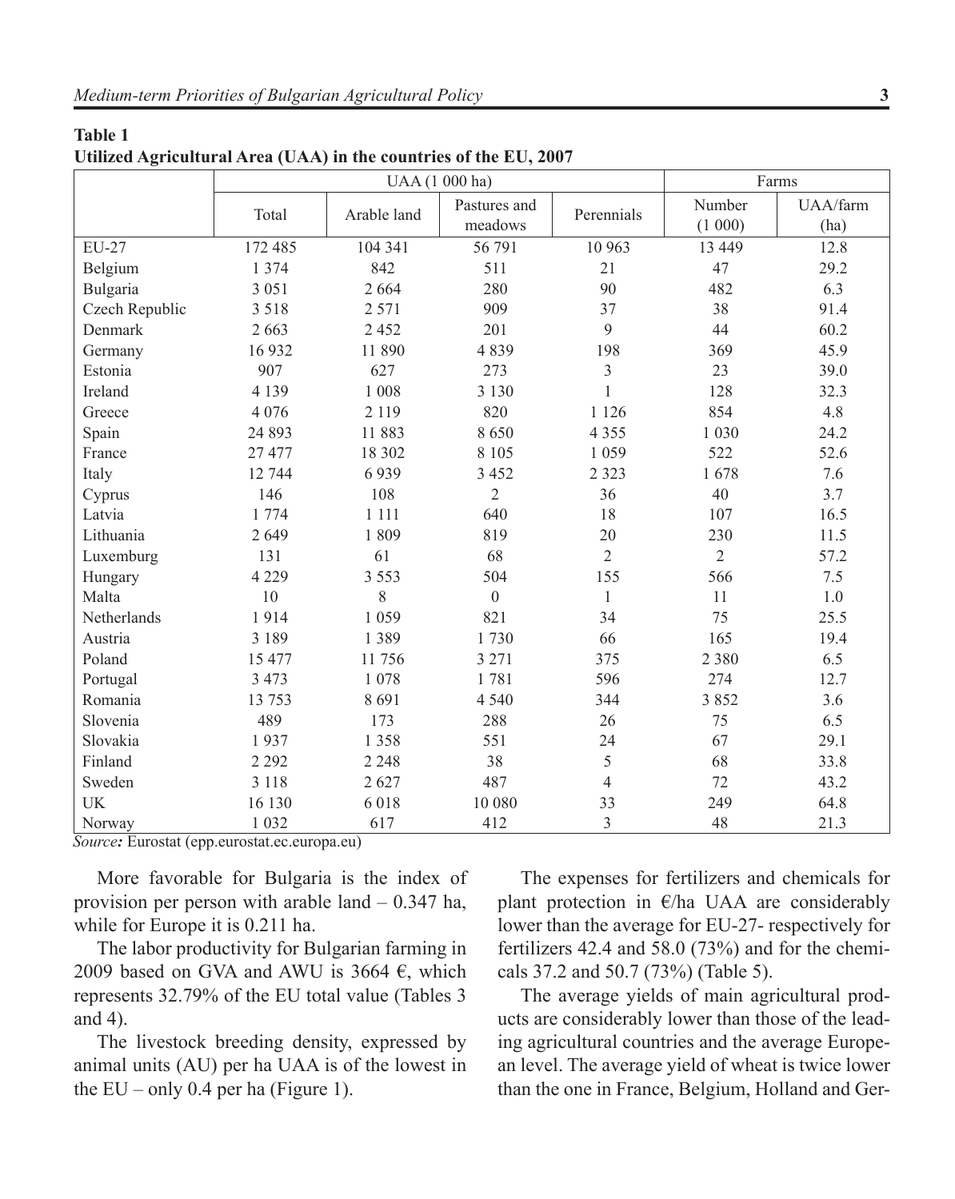**Table 1**
**Utilized Agricultural Area (UAA) in the countries of the EU, 2007**

| | UAA (1 000 ha) | | | | Farms | |
|---|---|---|---|---|---|---|
| | Total | Arable land | Pastures and meadows | Perennials | Number (1 000) | UAA/farm (ha) |
| EU-27 | 172 485 | 104 341 | 56 791 | 10 963 | 13 449 | 12.8 |
| Belgium | 1 374 | 842 | 511 | 21 | 47 | 29.2 |
| Bulgaria | 3 051 | 2 664 | 280 | 90 | 482 | 6.3 |
| Czech Republic | 3 518 | 2 571 | 909 | 37 | 38 | 91.4 |
| Denmark | 2 663 | 2 452 | 201 | 9 | 44 | 60.2 |
| Germany | 16 932 | 11 890 | 4 839 | 198 | 369 | 45.9 |
| Estonia | 907 | 627 | 273 | 3 | 23 | 39.0 |
| Ireland | 4 139 | 1 008 | 3 130 | 1 | 128 | 32.3 |
| Greece | 4 076 | 2 119 | 820 | 1 126 | 854 | 4.8 |
| Spain | 24 893 | 11 883 | 8 650 | 4 355 | 1 030 | 24.2 |
| France | 27 477 | 18 302 | 8 105 | 1 059 | 522 | 52.6 |
| Italy | 12 744 | 6 939 | 3 452 | 2 323 | 1 678 | 7.6 |
| Cyprus | 146 | 108 | 2 | 36 | 40 | 3.7 |
| Latvia | 1 774 | 1 111 | 640 | 18 | 107 | 16.5 |
| Lithuania | 2 649 | 1 809 | 819 | 20 | 230 | 11.5 |
| Luxemburg | 131 | 61 | 68 | 2 | 2 | 57.2 |
| Hungary | 4 229 | 3 553 | 504 | 155 | 566 | 7.5 |
| Malta | 10 | 8 | 0 | 1 | 11 | 1.0 |
| Netherlands | 1 914 | 1 059 | 821 | 34 | 75 | 25.5 |
| Austria | 3 189 | 1 389 | 1 730 | 66 | 165 | 19.4 |
| Poland | 15 477 | 11 756 | 3 271 | 375 | 2 380 | 6.5 |
| Portugal | 3 473 | 1 078 | 1 781 | 596 | 274 | 12.7 |
| Romania | 13 753 | 8 691 | 4 540 | 344 | 3 852 | 3.6 |
| Slovenia | 489 | 173 | 288 | 26 | 75 | 6.5 |
| Slovakia | 1 937 | 1 358 | 551 | 24 | 67 | 29.1 |
| Finland | 2 292 | 2 248 | 38 | 5 | 68 | 33.8 |
| Sweden | 3 118 | 2 627 | 487 | 4 | 72 | 43.2 |
| UK | 16 130 | 6 018 | 10 080 | 33 | 249 | 64.8 |
| Norway | 1 032 | 617 | 412 | 3 | 48 | 21.3 |

*Source:* Eurostat (epp.eurostat.ec.europa.eu)

More favorable for Bulgaria is the index of provision per person with arable land – 0.347 ha, while for Europe it is 0.211 ha.

The labor productivity for Bulgarian farming in 2009 based on GVA and AWU is 3664 €, which represents 32.79% of the EU total value (Tables 3 and 4).

The livestock breeding density, expressed by animal units (AU) per ha UAA is of the lowest in the EU – only 0.4 per ha (Figure 1).

The expenses for fertilizers and chemicals for plant protection in €/ha UAA are considerably lower than the average for EU-27- respectively for fertilizers 42.4 and 58.0 (73%) and for the chemicals 37.2 and 50.7 (73%) (Table 5).

The average yields of main agricultural products are considerably lower than those of the leading agricultural countries and the average European level. The average yield of wheat is twice lower than the one in France, Belgium, Holland and Ger-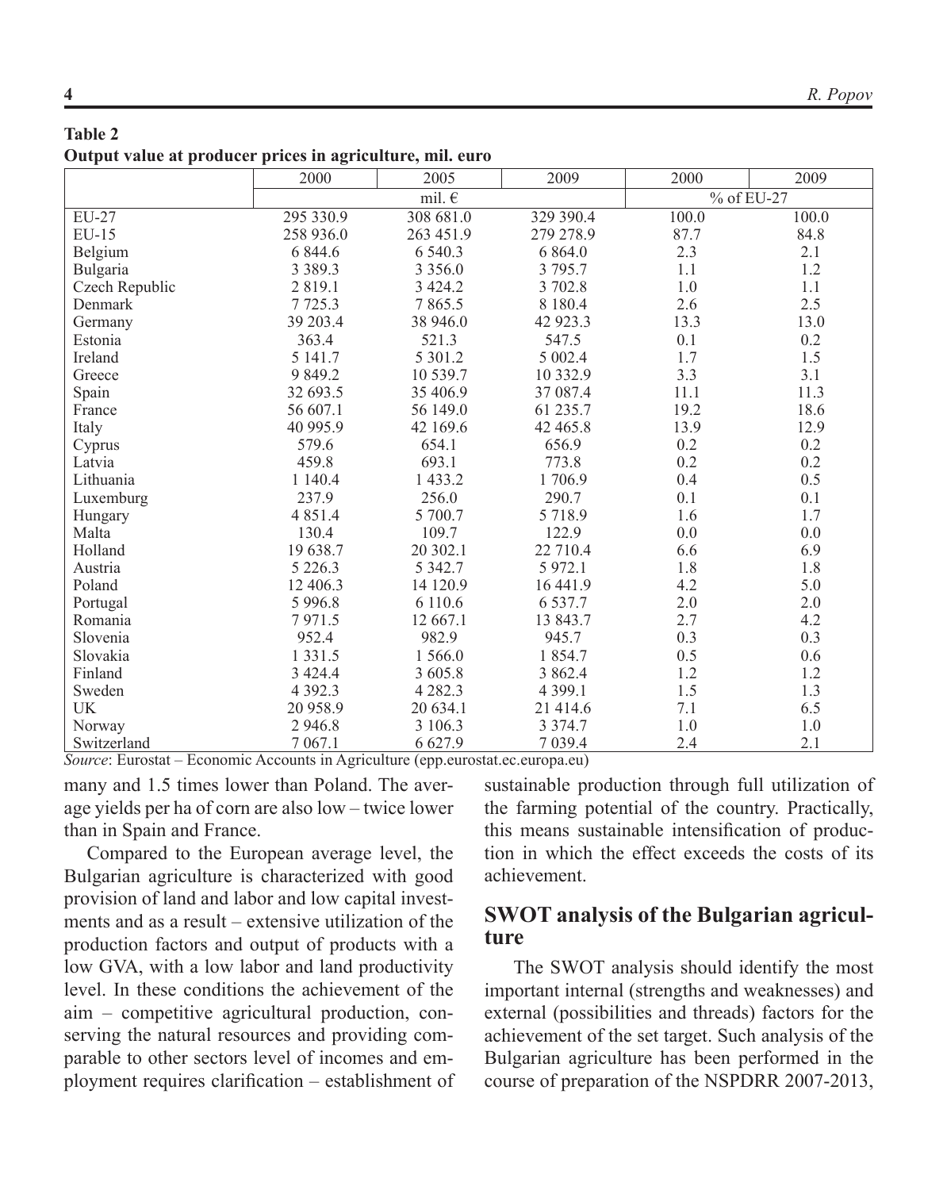**Table 2**
**Output value at producer prices in agriculture, mil. euro**

| | 2000 | 2005 | 2009 | 2000 | 2009 |
|---|---|---|---|---|---|
| | mil. € | | | % of EU-27 | |
| EU-27 | 295 330.9 | 308 681.0 | 329 390.4 | 100.0 | 100.0 |
| EU-15 | 258 936.0 | 263 451.9 | 279 278.9 | 87.7 | 84.8 |
| Belgium | 6 844.6 | 6 540.3 | 6 864.0 | 2.3 | 2.1 |
| Bulgaria | 3 389.3 | 3 356.0 | 3 795.7 | 1.1 | 1.2 |
| Czech Republic | 2 819.1 | 3 424.2 | 3 702.8 | 1.0 | 1.1 |
| Denmark | 7 725.3 | 7 865.5 | 8 180.4 | 2.6 | 2.5 |
| Germany | 39 203.4 | 38 946.0 | 42 923.3 | 13.3 | 13.0 |
| Estonia | 363.4 | 521.3 | 547.5 | 0.1 | 0.2 |
| Ireland | 5 141.7 | 5 301.2 | 5 002.4 | 1.7 | 1.5 |
| Greece | 9 849.2 | 10 539.7 | 10 332.9 | 3.3 | 3.1 |
| Spain | 32 693.5 | 35 406.9 | 37 087.4 | 11.1 | 11.3 |
| France | 56 607.1 | 56 149.0 | 61 235.7 | 19.2 | 18.6 |
| Italy | 40 995.9 | 42 169.6 | 42 465.8 | 13.9 | 12.9 |
| Cyprus | 579.6 | 654.1 | 656.9 | 0.2 | 0.2 |
| Latvia | 459.8 | 693.1 | 773.8 | 0.2 | 0.2 |
| Lithuania | 1 140.4 | 1 433.2 | 1 706.9 | 0.4 | 0.5 |
| Luxemburg | 237.9 | 256.0 | 290.7 | 0.1 | 0.1 |
| Hungary | 4 851.4 | 5 700.7 | 5 718.9 | 1.6 | 1.7 |
| Malta | 130.4 | 109.7 | 122.9 | 0.0 | 0.0 |
| Holland | 19 638.7 | 20 302.1 | 22 710.4 | 6.6 | 6.9 |
| Austria | 5 226.3 | 5 342.7 | 5 972.1 | 1.8 | 1.8 |
| Poland | 12 406.3 | 14 120.9 | 16 441.9 | 4.2 | 5.0 |
| Portugal | 5 996.8 | 6 110.6 | 6 537.7 | 2.0 | 2.0 |
| Romania | 7 971.5 | 12 667.1 | 13 843.7 | 2.7 | 4.2 |
| Slovenia | 952.4 | 982.9 | 945.7 | 0.3 | 0.3 |
| Slovakia | 1 331.5 | 1 566.0 | 1 854.7 | 0.5 | 0.6 |
| Finland | 3 424.4 | 3 605.8 | 3 862.4 | 1.2 | 1.2 |
| Sweden | 4 392.3 | 4 282.3 | 4 399.1 | 1.5 | 1.3 |
| UK | 20 958.9 | 20 634.1 | 21 414.6 | 7.1 | 6.5 |
| Norway | 2 946.8 | 3 106.3 | 3 374.7 | 1.0 | 1.0 |
| Switzerland | 7 067.1 | 6 627.9 | 7 039.4 | 2.4 | 2.1 |

*Source*: Eurostat – Economic Accounts in Agriculture (epp.eurostat.ec.europa.eu)

many and 1.5 times lower than Poland. The average yields per ha of corn are also low – twice lower than in Spain and France.

Compared to the European average level, the Bulgarian agriculture is characterized with good provision of land and labor and low capital investments and as a result – extensive utilization of the production factors and output of products with a low GVA, with a low labor and land productivity level. In these conditions the achievement of the aim – competitive agricultural production, conserving the natural resources and providing comparable to other sectors level of incomes and employment requires clarification – establishment of sustainable production through full utilization of the farming potential of the country. Practically, this means sustainable intensification of production in which the effect exceeds the costs of its achievement.

## SWOT analysis of the Bulgarian agriculture

The SWOT analysis should identify the most important internal (strengths and weaknesses) and external (possibilities and threads) factors for the achievement of the set target. Such analysis of the Bulgarian agriculture has been performed in the course of preparation of the NSPDRR 2007-2013,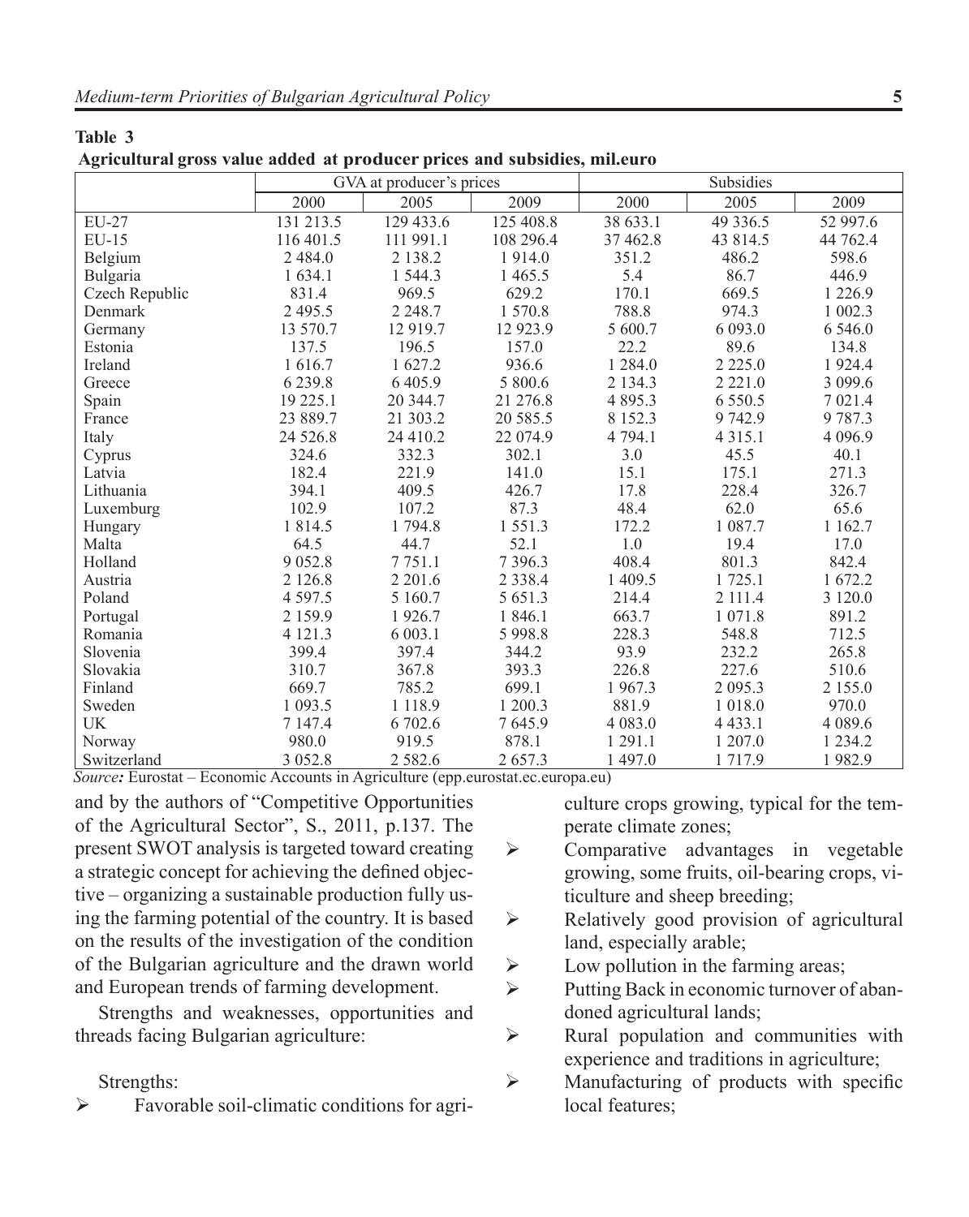**Table 3**

**Agricultural gross value added at producer prices and subsidies, mil.euro**

| | GVA at producer's prices | | | Subsidies | | |
|---|---|---|---|---|---|---|
| | 2000 | 2005 | 2009 | 2000 | 2005 | 2009 |
| EU-27 | 131 213.5 | 129 433.6 | 125 408.8 | 38 633.1 | 49 336.5 | 52 997.6 |
| EU-15 | 116 401.5 | 111 991.1 | 108 296.4 | 37 462.8 | 43 814.5 | 44 762.4 |
| Belgium | 2 484.0 | 2 138.2 | 1 914.0 | 351.2 | 486.2 | 598.6 |
| Bulgaria | 1 634.1 | 1 544.3 | 1 465.5 | 5.4 | 86.7 | 446.9 |
| Czech Republic | 831.4 | 969.5 | 629.2 | 170.1 | 669.5 | 1 226.9 |
| Denmark | 2 495.5 | 2 248.7 | 1 570.8 | 788.8 | 974.3 | 1 002.3 |
| Germany | 13 570.7 | 12 919.7 | 12 923.9 | 5 600.7 | 6 093.0 | 6 546.0 |
| Estonia | 137.5 | 196.5 | 157.0 | 22.2 | 89.6 | 134.8 |
| Ireland | 1 616.7 | 1 627.2 | 936.6 | 1 284.0 | 2 225.0 | 1 924.4 |
| Greece | 6 239.8 | 6 405.9 | 5 800.6 | 2 134.3 | 2 221.0 | 3 099.6 |
| Spain | 19 225.1 | 20 344.7 | 21 276.8 | 4 895.3 | 6 550.5 | 7 021.4 |
| France | 23 889.7 | 21 303.2 | 20 585.5 | 8 152.3 | 9 742.9 | 9 787.3 |
| Italy | 24 526.8 | 24 410.2 | 22 074.9 | 4 794.1 | 4 315.1 | 4 096.9 |
| Cyprus | 324.6 | 332.3 | 302.1 | 3.0 | 45.5 | 40.1 |
| Latvia | 182.4 | 221.9 | 141.0 | 15.1 | 175.1 | 271.3 |
| Lithuania | 394.1 | 409.5 | 426.7 | 17.8 | 228.4 | 326.7 |
| Luxemburg | 102.9 | 107.2 | 87.3 | 48.4 | 62.0 | 65.6 |
| Hungary | 1 814.5 | 1 794.8 | 1 551.3 | 172.2 | 1 087.7 | 1 162.7 |
| Malta | 64.5 | 44.7 | 52.1 | 1.0 | 19.4 | 17.0 |
| Holland | 9 052.8 | 7 751.1 | 7 396.3 | 408.4 | 801.3 | 842.4 |
| Austria | 2 126.8 | 2 201.6 | 2 338.4 | 1 409.5 | 1 725.1 | 1 672.2 |
| Poland | 4 597.5 | 5 160.7 | 5 651.3 | 214.4 | 2 111.4 | 3 120.0 |
| Portugal | 2 159.9 | 1 926.7 | 1 846.1 | 663.7 | 1 071.8 | 891.2 |
| Romania | 4 121.3 | 6 003.1 | 5 998.8 | 228.3 | 548.8 | 712.5 |
| Slovenia | 399.4 | 397.4 | 344.2 | 93.9 | 232.2 | 265.8 |
| Slovakia | 310.7 | 367.8 | 393.3 | 226.8 | 227.6 | 510.6 |
| Finland | 669.7 | 785.2 | 699.1 | 1 967.3 | 2 095.3 | 2 155.0 |
| Sweden | 1 093.5 | 1 118.9 | 1 200.3 | 881.9 | 1 018.0 | 970.0 |
| UK | 7 147.4 | 6 702.6 | 7 645.9 | 4 083.0 | 4 433.1 | 4 089.6 |
| Norway | 980.0 | 919.5 | 878.1 | 1 291.1 | 1 207.0 | 1 234.2 |
| Switzerland | 3 052.8 | 2 582.6 | 2 657.3 | 1 497.0 | 1 717.9 | 1 982.9 |

*Source:* Eurostat – Economic Accounts in Agriculture (epp.eurostat.ec.europa.eu)

and by the authors of "Competitive Opportunities of the Agricultural Sector", S., 2011, p.137. The present SWOT analysis is targeted toward creating a strategic concept for achieving the defined objective – organizing a sustainable production fully using the farming potential of the country. It is based on the results of the investigation of the condition of the Bulgarian agriculture and the drawn world and European trends of farming development.

Strengths and weaknesses, opportunities and threads facing Bulgarian agriculture:

Strengths:

- Favorable soil-climatic conditions for agriculture crops growing, typical for the temperate climate zones;
- Comparative advantages in vegetable growing, some fruits, oil-bearing crops, viticulture and sheep breeding;
- Relatively good provision of agricultural land, especially arable;
- Low pollution in the farming areas;
- Putting Back in economic turnover of abandoned agricultural lands;
- Rural population and communities with experience and traditions in agriculture;
- Manufacturing of products with specific local features;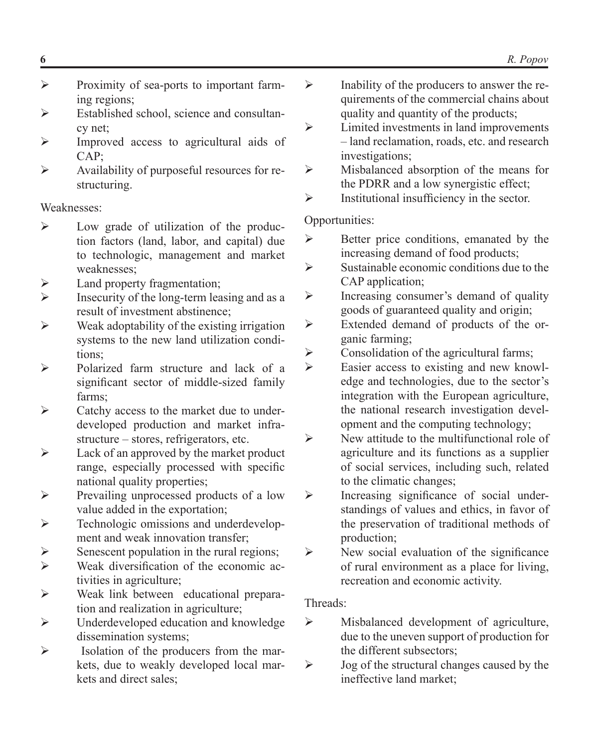- Proximity of sea-ports to important farming regions;
- Established school, science and consultancy net;
- Improved access to agricultural aids of CAP;
- Availability of purposeful resources for restructuring.

Weaknesses:

- Low grade of utilization of the production factors (land, labor, and capital) due to technologic, management and market weaknesses;
- Land property fragmentation;
- Insecurity of the long-term leasing and as a result of investment abstinence;
- Weak adoptability of the existing irrigation systems to the new land utilization conditions;
- Polarized farm structure and lack of a significant sector of middle-sized family farms;
- Catchy access to the market due to underdeveloped production and market infrastructure – stores, refrigerators, etc.
- Lack of an approved by the market product range, especially processed with specific national quality properties;
- Prevailing unprocessed products of a low value added in the exportation;
- Technologic omissions and underdevelopment and weak innovation transfer;
- Senescent population in the rural regions;
- Weak diversification of the economic activities in agriculture;
- Weak link between educational preparation and realization in agriculture;
- Underdeveloped education and knowledge dissemination systems;
- Isolation of the producers from the markets, due to weakly developed local markets and direct sales;
- Inability of the producers to answer the requirements of the commercial chains about quality and quantity of the products;
- Limited investments in land improvements – land reclamation, roads, etc. and research investigations;
- Misbalanced absorption of the means for the PDRR and a low synergistic effect;
- Institutional insufficiency in the sector.

Opportunities:

- Better price conditions, emanated by the increasing demand of food products;
- Sustainable economic conditions due to the CAP application;
- Increasing consumer's demand of quality goods of guaranteed quality and origin;
- Extended demand of products of the organic farming;
- Consolidation of the agricultural farms;
- Easier access to existing and new knowledge and technologies, due to the sector's integration with the European agriculture, the national research investigation development and the computing technology;
- New attitude to the multifunctional role of agriculture and its functions as a supplier of social services, including such, related to the climatic changes;
- Increasing significance of social understandings of values and ethics, in favor of the preservation of traditional methods of production;
- New social evaluation of the significance of rural environment as a place for living, recreation and economic activity.

Threads:

- Misbalanced development of agriculture, due to the uneven support of production for the different subsectors;
- Jog of the structural changes caused by the ineffective land market;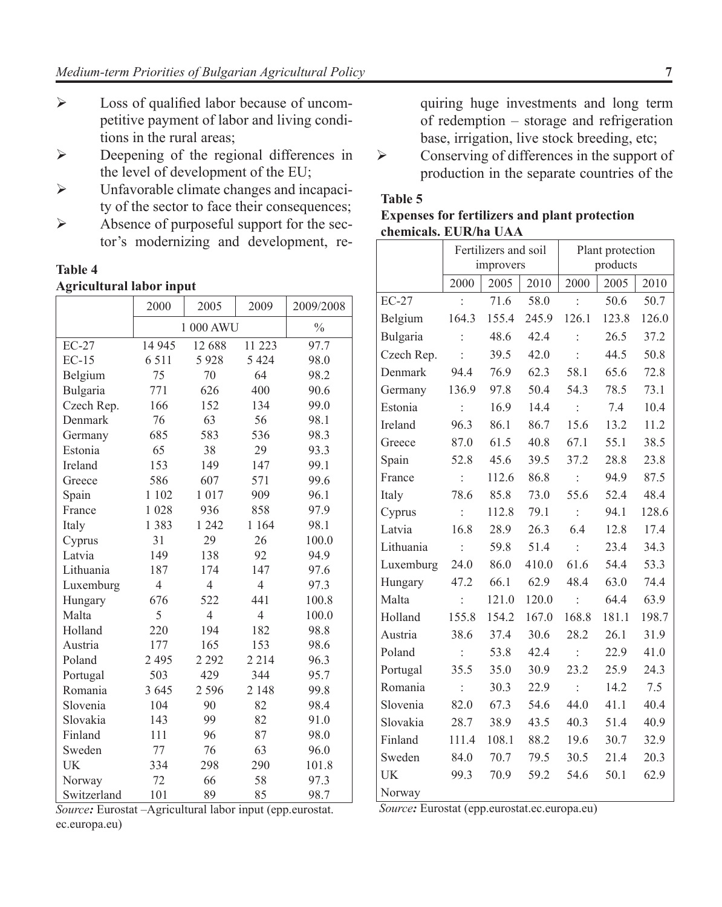- Loss of qualified labor because of uncompetitive payment of labor and living conditions in the rural areas;
- Deepening of the regional differences in the level of development of the EU;
- Unfavorable climate changes and incapacity of the sector to face their consequences;
- Absence of purposeful support for the sector's modernizing and development, requiring huge investments and long term of redemption – storage and refrigeration base, irrigation, live stock breeding, etc;
- Conserving of differences in the support of production in the separate countries of the

**Table 4**
**Agricultural labor input**

| | 2000 | 2005 | 2009 | 2009/2008 |
|---|---|---|---|---|
| | 1 000 AWU | | | % |
| EC-27 | 14 945 | 12 688 | 11 223 | 97.7 |
| EC-15 | 6 511 | 5 928 | 5 424 | 98.0 |
| Belgium | 75 | 70 | 64 | 98.2 |
| Bulgaria | 771 | 626 | 400 | 90.6 |
| Czech Rep. | 166 | 152 | 134 | 99.0 |
| Denmark | 76 | 63 | 56 | 98.1 |
| Germany | 685 | 583 | 536 | 98.3 |
| Estonia | 65 | 38 | 29 | 93.3 |
| Ireland | 153 | 149 | 147 | 99.1 |
| Greece | 586 | 607 | 571 | 99.6 |
| Spain | 1 102 | 1 017 | 909 | 96.1 |
| France | 1 028 | 936 | 858 | 97.9 |
| Italy | 1 383 | 1 242 | 1 164 | 98.1 |
| Cyprus | 31 | 29 | 26 | 100.0 |
| Latvia | 149 | 138 | 92 | 94.9 |
| Lithuania | 187 | 174 | 147 | 97.6 |
| Luxemburg | 4 | 4 | 4 | 97.3 |
| Hungary | 676 | 522 | 441 | 100.8 |
| Malta | 5 | 4 | 4 | 100.0 |
| Holland | 220 | 194 | 182 | 98.8 |
| Austria | 177 | 165 | 153 | 98.6 |
| Poland | 2 495 | 2 292 | 2 214 | 96.3 |
| Portugal | 503 | 429 | 344 | 95.7 |
| Romania | 3 645 | 2 596 | 2 148 | 99.8 |
| Slovenia | 104 | 90 | 82 | 98.4 |
| Slovakia | 143 | 99 | 82 | 91.0 |
| Finland | 111 | 96 | 87 | 98.0 |
| Sweden | 77 | 76 | 63 | 96.0 |
| UK | 334 | 298 | 290 | 101.8 |
| Norway | 72 | 66 | 58 | 97.3 |
| Switzerland | 101 | 89 | 85 | 98.7 |

*Source:* Eurostat –Agricultural labor input (epp.eurostat.ec.europa.eu)

**Table 5**
**Expenses for fertilizers and plant protection chemicals. EUR/ha UAA**

| | Fertilizers and soil improvers | | | Plant protection products | | |
|---|---|---|---|---|---|---|
| | 2000 | 2005 | 2010 | 2000 | 2005 | 2010 |
| EC-27 | : | 71.6 | 58.0 | : | 50.6 | 50.7 |
| Belgium | 164.3 | 155.4 | 245.9 | 126.1 | 123.8 | 126.0 |
| Bulgaria | : | 48.6 | 42.4 | : | 26.5 | 37.2 |
| Czech Rep. | : | 39.5 | 42.0 | : | 44.5 | 50.8 |
| Denmark | 94.4 | 76.9 | 62.3 | 58.1 | 65.6 | 72.8 |
| Germany | 136.9 | 97.8 | 50.4 | 54.3 | 78.5 | 73.1 |
| Estonia | : | 16.9 | 14.4 | : | 7.4 | 10.4 |
| Ireland | 96.3 | 86.1 | 86.7 | 15.6 | 13.2 | 11.2 |
| Greece | 87.0 | 61.5 | 40.8 | 67.1 | 55.1 | 38.5 |
| Spain | 52.8 | 45.6 | 39.5 | 37.2 | 28.8 | 23.8 |
| France | : | 112.6 | 86.8 | : | 94.9 | 87.5 |
| Italy | 78.6 | 85.8 | 73.0 | 55.6 | 52.4 | 48.4 |
| Cyprus | : | 112.8 | 79.1 | : | 94.1 | 128.6 |
| Latvia | 16.8 | 28.9 | 26.3 | 6.4 | 12.8 | 17.4 |
| Lithuania | : | 59.8 | 51.4 | : | 23.4 | 34.3 |
| Luxemburg | 24.0 | 86.0 | 410.0 | 61.6 | 54.4 | 53.3 |
| Hungary | 47.2 | 66.1 | 62.9 | 48.4 | 63.0 | 74.4 |
| Malta | : | 121.0 | 120.0 | : | 64.4 | 63.9 |
| Holland | 155.8 | 154.2 | 167.0 | 168.8 | 181.1 | 198.7 |
| Austria | 38.6 | 37.4 | 30.6 | 28.2 | 26.1 | 31.9 |
| Poland | : | 53.8 | 42.4 | : | 22.9 | 41.0 |
| Portugal | 35.5 | 35.0 | 30.9 | 23.2 | 25.9 | 24.3 |
| Romania | : | 30.3 | 22.9 | : | 14.2 | 7.5 |
| Slovenia | 82.0 | 67.3 | 54.6 | 44.0 | 41.1 | 40.4 |
| Slovakia | 28.7 | 38.9 | 43.5 | 40.3 | 51.4 | 40.9 |
| Finland | 111.4 | 108.1 | 88.2 | 19.6 | 30.7 | 32.9 |
| Sweden | 84.0 | 70.7 | 79.5 | 30.5 | 21.4 | 20.3 |
| UK | 99.3 | 70.9 | 59.2 | 54.6 | 50.1 | 62.9 |
| Norway | | | | | | |

*Source:* Eurostat (epp.eurostat.ec.europa.eu)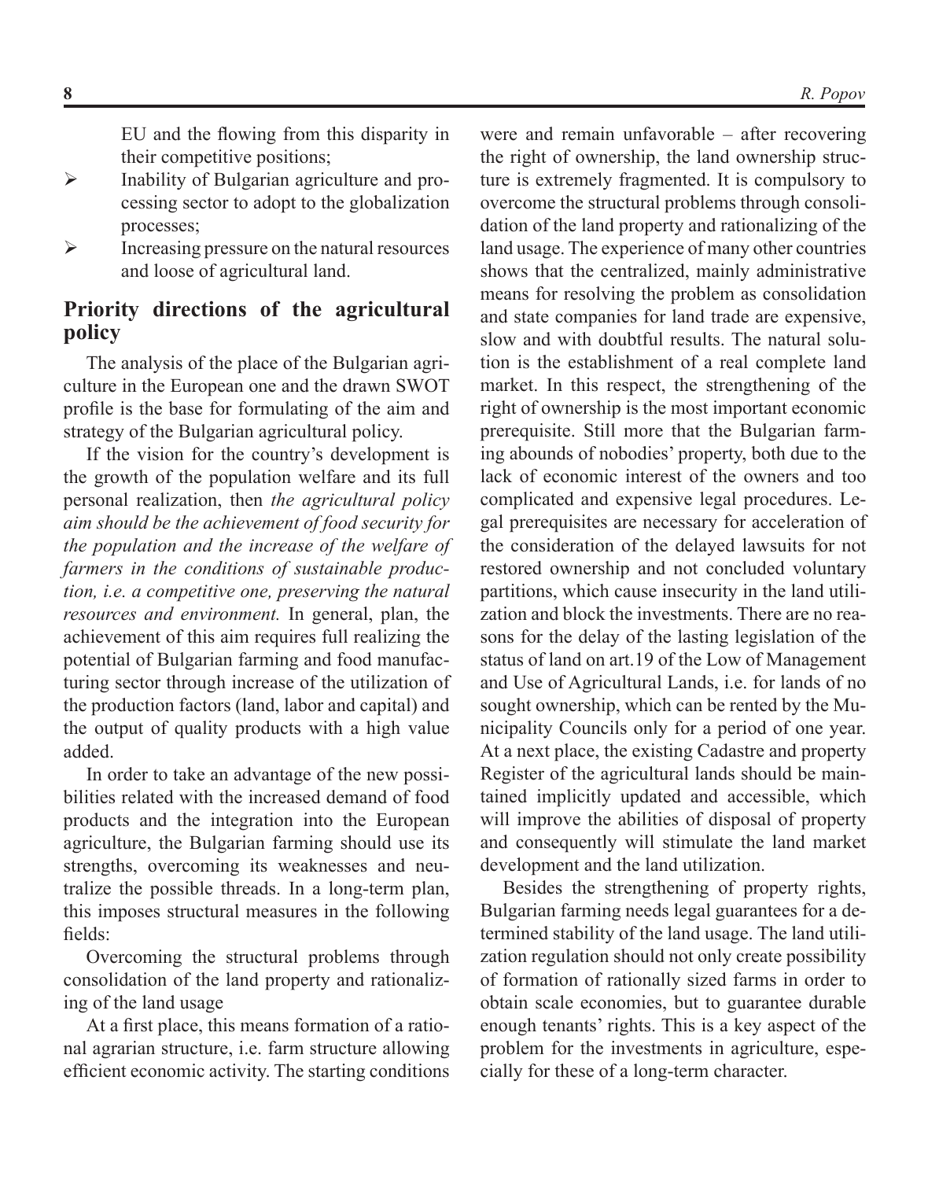EU and the flowing from this disparity in their competitive positions;

- Inability of Bulgarian agriculture and processing sector to adopt to the globalization processes;
- Increasing pressure on the natural resources and loose of agricultural land.

## Priority directions of the agricultural policy

The analysis of the place of the Bulgarian agriculture in the European one and the drawn SWOT profile is the base for formulating of the aim and strategy of the Bulgarian agricultural policy.

If the vision for the country's development is the growth of the population welfare and its full personal realization, then *the agricultural policy aim should be the achievement of food security for the population and the increase of the welfare of farmers in the conditions of sustainable production, i.e. a competitive one, preserving the natural resources and environment.* In general, plan, the achievement of this aim requires full realizing the potential of Bulgarian farming and food manufacturing sector through increase of the utilization of the production factors (land, labor and capital) and the output of quality products with a high value added.

In order to take an advantage of the new possibilities related with the increased demand of food products and the integration into the European agriculture, the Bulgarian farming should use its strengths, overcoming its weaknesses and neutralize the possible threads. In a long-term plan, this imposes structural measures in the following fields:

Overcoming the structural problems through consolidation of the land property and rationalizing of the land usage

At a first place, this means formation of a rational agrarian structure, i.e. farm structure allowing efficient economic activity. The starting conditions were and remain unfavorable – after recovering the right of ownership, the land ownership structure is extremely fragmented. It is compulsory to overcome the structural problems through consolidation of the land property and rationalizing of the land usage. The experience of many other countries shows that the centralized, mainly administrative means for resolving the problem as consolidation and state companies for land trade are expensive, slow and with doubtful results. The natural solution is the establishment of a real complete land market. In this respect, the strengthening of the right of ownership is the most important economic prerequisite. Still more that the Bulgarian farming abounds of nobodies' property, both due to the lack of economic interest of the owners and too complicated and expensive legal procedures. Legal prerequisites are necessary for acceleration of the consideration of the delayed lawsuits for not restored ownership and not concluded voluntary partitions, which cause insecurity in the land utilization and block the investments. There are no reasons for the delay of the lasting legislation of the status of land on art.19 of the Low of Management and Use of Agricultural Lands, i.e. for lands of no sought ownership, which can be rented by the Municipality Councils only for a period of one year. At a next place, the existing Cadastre and property Register of the agricultural lands should be maintained implicitly updated and accessible, which will improve the abilities of disposal of property and consequently will stimulate the land market development and the land utilization.

Besides the strengthening of property rights, Bulgarian farming needs legal guarantees for a determined stability of the land usage. The land utilization regulation should not only create possibility of formation of rationally sized farms in order to obtain scale economies, but to guarantee durable enough tenants' rights. This is a key aspect of the problem for the investments in agriculture, especially for these of a long-term character.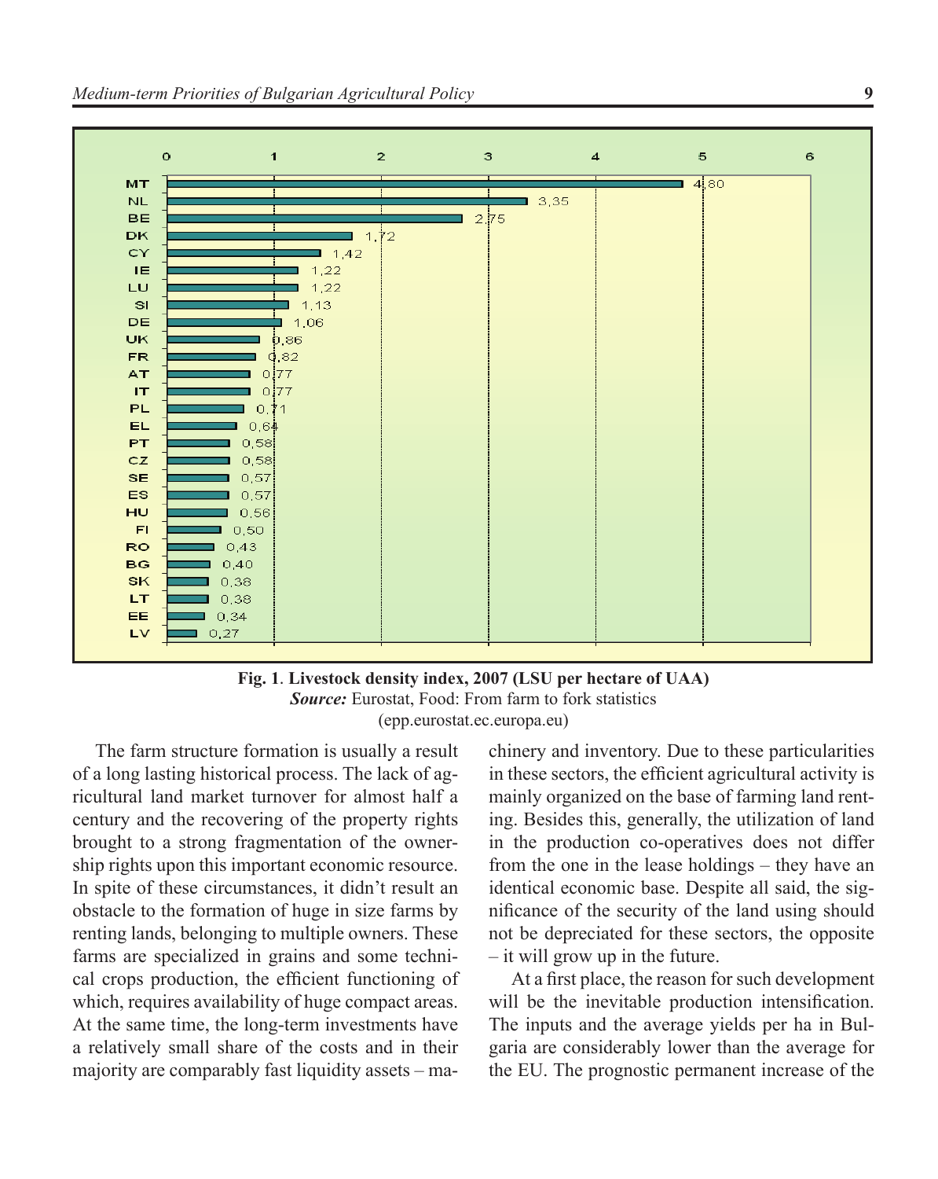| Country | LSU per hectare of UAA |
|---|---|
| MT | 4,80 |
| NL | 3,35 |
| BE | 2,75 |
| DK | 1,72 |
| CY | 1,42 |
| IE | 1,22 |
| LU | 1,22 |
| SI | 1,13 |
| DE | 1,06 |
| UK | 0,86 |
| FR | 0,82 |
| AT | 0,77 |
| IT | 0,77 |
| PL | 0,71 |
| EL | 0,64 |
| PT | 0,58 |
| CZ | 0,58 |
| SE | 0,57 |
| ES | 0,57 |
| HU | 0,56 |
| FI | 0,50 |
| RO | 0,43 |
| BG | 0,40 |
| SK | 0,38 |
| LT | 0,38 |
| EE | 0,34 |
| LV | 0,27 |

**Fig. 1**. **Livestock density index, 2007 (LSU per hectare of UAA)**
***Source:*** Eurostat, Food: From farm to fork statistics
(epp.eurostat.ec.europa.eu)

The farm structure formation is usually a result of a long lasting historical process. The lack of agricultural land market turnover for almost half a century and the recovering of the property rights brought to a strong fragmentation of the ownership rights upon this important economic resource. In spite of these circumstances, it didn't result an obstacle to the formation of huge in size farms by renting lands, belonging to multiple owners. These farms are specialized in grains and some technical crops production, the efficient functioning of which, requires availability of huge compact areas. At the same time, the long-term investments have a relatively small share of the costs and in their majority are comparably fast liquidity assets – machinery and inventory. Due to these particularities in these sectors, the efficient agricultural activity is mainly organized on the base of farming land renting. Besides this, generally, the utilization of land in the production co-operatives does not differ from the one in the lease holdings – they have an identical economic base. Despite all said, the significance of the security of the land using should not be depreciated for these sectors, the opposite – it will grow up in the future.

At a first place, the reason for such development will be the inevitable production intensification. The inputs and the average yields per ha in Bulgaria are considerably lower than the average for the EU. The prognostic permanent increase of the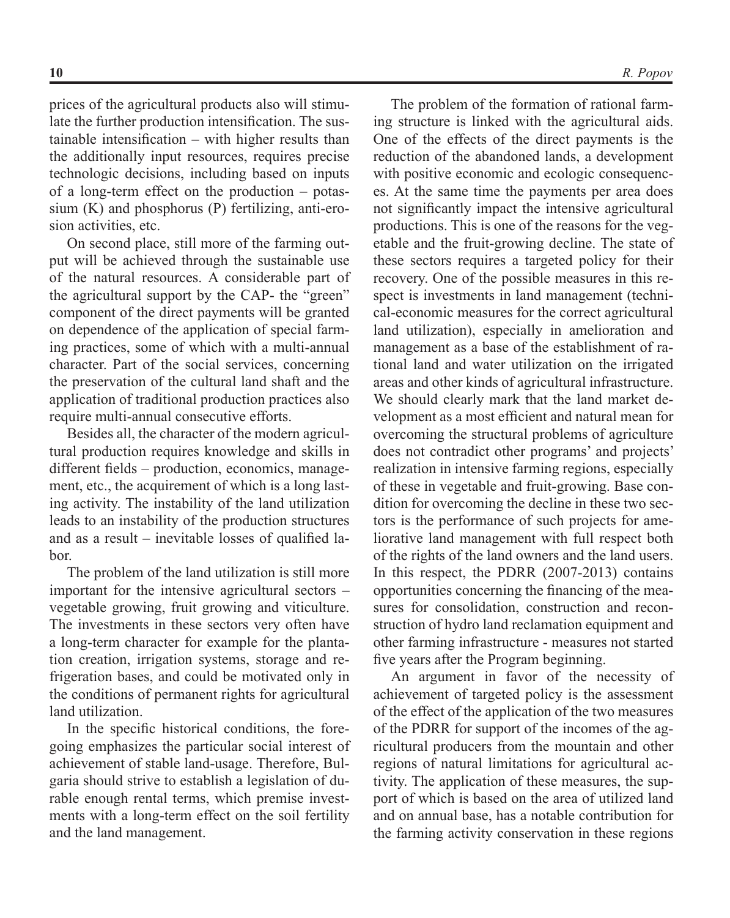prices of the agricultural products also will stimulate the further production intensification. The sustainable intensification – with higher results than the additionally input resources, requires precise technologic decisions, including based on inputs of a long-term effect on the production – potassium (K) and phosphorus (P) fertilizing, anti-erosion activities, etc.

On second place, still more of the farming output will be achieved through the sustainable use of the natural resources. A considerable part of the agricultural support by the CAP- the "green" component of the direct payments will be granted on dependence of the application of special farming practices, some of which with a multi-annual character. Part of the social services, concerning the preservation of the cultural land shaft and the application of traditional production practices also require multi-annual consecutive efforts.

Besides all, the character of the modern agricultural production requires knowledge and skills in different fields – production, economics, management, etc., the acquirement of which is a long lasting activity. The instability of the land utilization leads to an instability of the production structures and as a result – inevitable losses of qualified labor.

The problem of the land utilization is still more important for the intensive agricultural sectors – vegetable growing, fruit growing and viticulture. The investments in these sectors very often have a long-term character for example for the plantation creation, irrigation systems, storage and refrigeration bases, and could be motivated only in the conditions of permanent rights for agricultural land utilization.

In the specific historical conditions, the foregoing emphasizes the particular social interest of achievement of stable land-usage. Therefore, Bulgaria should strive to establish a legislation of durable enough rental terms, which premise investments with a long-term effect on the soil fertility and the land management.

The problem of the formation of rational farming structure is linked with the agricultural aids. One of the effects of the direct payments is the reduction of the abandoned lands, a development with positive economic and ecologic consequences. At the same time the payments per area does not significantly impact the intensive agricultural productions. This is one of the reasons for the vegetable and the fruit-growing decline. The state of these sectors requires a targeted policy for their recovery. One of the possible measures in this respect is investments in land management (technical-economic measures for the correct agricultural land utilization), especially in amelioration and management as a base of the establishment of rational land and water utilization on the irrigated areas and other kinds of agricultural infrastructure. We should clearly mark that the land market development as a most efficient and natural mean for overcoming the structural problems of agriculture does not contradict other programs' and projects' realization in intensive farming regions, especially of these in vegetable and fruit-growing. Base condition for overcoming the decline in these two sectors is the performance of such projects for ameliorative land management with full respect both of the rights of the land owners and the land users. In this respect, the PDRR (2007-2013) contains opportunities concerning the financing of the measures for consolidation, construction and reconstruction of hydro land reclamation equipment and other farming infrastructure - measures not started five years after the Program beginning.

An argument in favor of the necessity of achievement of targeted policy is the assessment of the effect of the application of the two measures of the PDRR for support of the incomes of the agricultural producers from the mountain and other regions of natural limitations for agricultural activity. The application of these measures, the support of which is based on the area of utilized land and on annual base, has a notable contribution for the farming activity conservation in these regions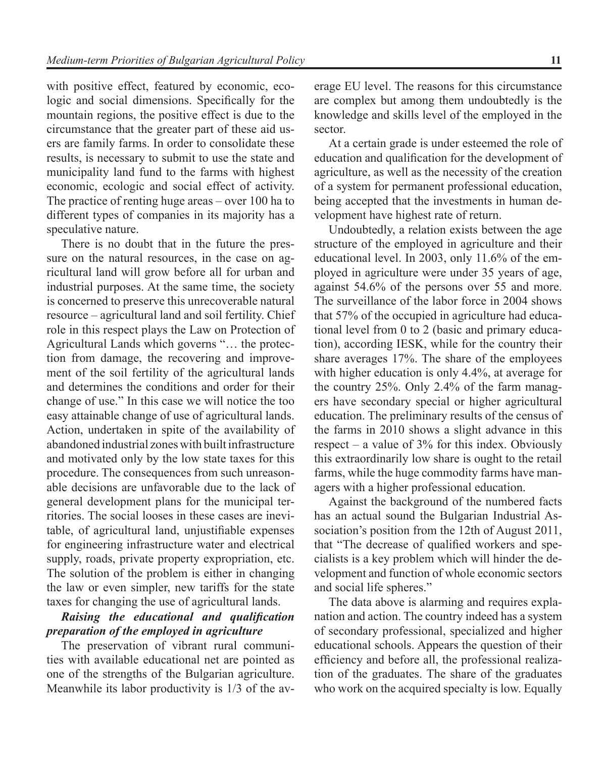with positive effect, featured by economic, ecologic and social dimensions. Specifically for the mountain regions, the positive effect is due to the circumstance that the greater part of these aid users are family farms. In order to consolidate these results, is necessary to submit to use the state and municipality land fund to the farms with highest economic, ecologic and social effect of activity. The practice of renting huge areas – over 100 ha to different types of companies in its majority has a speculative nature.

There is no doubt that in the future the pressure on the natural resources, in the case on agricultural land will grow before all for urban and industrial purposes. At the same time, the society is concerned to preserve this unrecoverable natural resource – agricultural land and soil fertility. Chief role in this respect plays the Law on Protection of Agricultural Lands which governs "… the protection from damage, the recovering and improvement of the soil fertility of the agricultural lands and determines the conditions and order for their change of use." In this case we will notice the too easy attainable change of use of agricultural lands. Action, undertaken in spite of the availability of abandoned industrial zones with built infrastructure and motivated only by the low state taxes for this procedure. The consequences from such unreasonable decisions are unfavorable due to the lack of general development plans for the municipal territories. The social looses in these cases are inevitable, of agricultural land, unjustifiable expenses for engineering infrastructure water and electrical supply, roads, private property expropriation, etc. The solution of the problem is either in changing the law or even simpler, new tariffs for the state taxes for changing the use of agricultural lands.

***Raising the educational and qualification preparation of the employed in agriculture***

The preservation of vibrant rural communities with available educational net are pointed as one of the strengths of the Bulgarian agriculture. Meanwhile its labor productivity is 1/3 of the average EU level. The reasons for this circumstance are complex but among them undoubtedly is the knowledge and skills level of the employed in the sector.

At a certain grade is under esteemed the role of education and qualification for the development of agriculture, as well as the necessity of the creation of a system for permanent professional education, being accepted that the investments in human development have highest rate of return.

Undoubtedly, a relation exists between the age structure of the employed in agriculture and their educational level. In 2003, only 11.6% of the employed in agriculture were under 35 years of age, against 54.6% of the persons over 55 and more. The surveillance of the labor force in 2004 shows that 57% of the occupied in agriculture had educational level from 0 to 2 (basic and primary education), according IESK, while for the country their share averages 17%. The share of the employees with higher education is only 4.4%, at average for the country 25%. Only 2.4% of the farm managers have secondary special or higher agricultural education. The preliminary results of the census of the farms in 2010 shows a slight advance in this respect – a value of 3% for this index. Obviously this extraordinarily low share is ought to the retail farms, while the huge commodity farms have managers with a higher professional education.

Against the background of the numbered facts has an actual sound the Bulgarian Industrial Association's position from the 12th of August 2011, that "The decrease of qualified workers and specialists is a key problem which will hinder the development and function of whole economic sectors and social life spheres."

The data above is alarming and requires explanation and action. The country indeed has a system of secondary professional, specialized and higher educational schools. Appears the question of their efficiency and before all, the professional realization of the graduates. The share of the graduates who work on the acquired specialty is low. Equally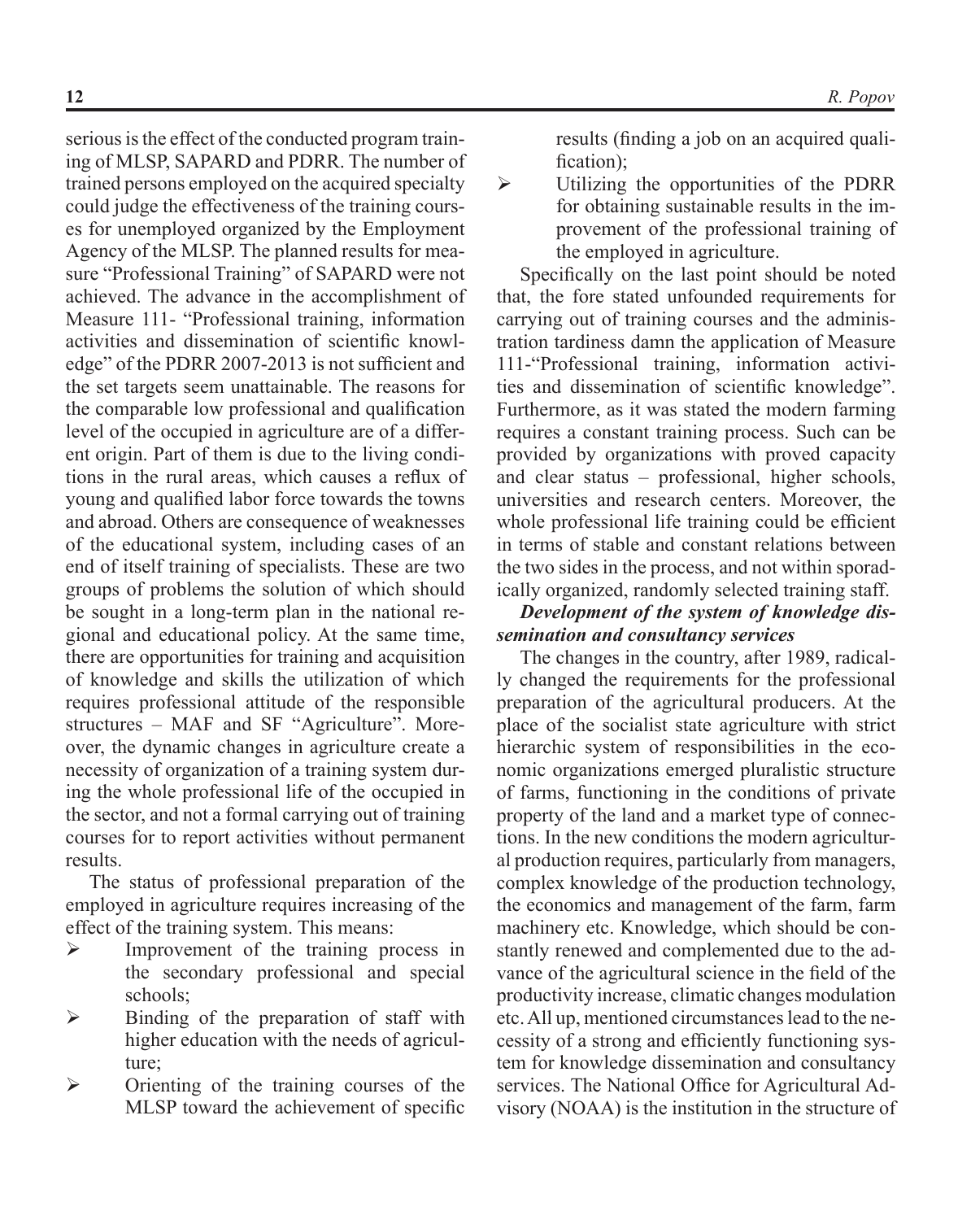serious is the effect of the conducted program training of MLSP, SAPARD and PDRR. The number of trained persons employed on the acquired specialty could judge the effectiveness of the training courses for unemployed organized by the Employment Agency of the MLSP. The planned results for measure "Professional Training" of SAPARD were not achieved. The advance in the accomplishment of Measure 111- "Professional training, information activities and dissemination of scientific knowledge" of the PDRR 2007-2013 is not sufficient and the set targets seem unattainable. The reasons for the comparable low professional and qualification level of the occupied in agriculture are of a different origin. Part of them is due to the living conditions in the rural areas, which causes a reflux of young and qualified labor force towards the towns and abroad. Others are consequence of weaknesses of the educational system, including cases of an end of itself training of specialists. These are two groups of problems the solution of which should be sought in a long-term plan in the national regional and educational policy. At the same time, there are opportunities for training and acquisition of knowledge and skills the utilization of which requires professional attitude of the responsible structures – MAF and SF "Agriculture". Moreover, the dynamic changes in agriculture create a necessity of organization of a training system during the whole professional life of the occupied in the sector, and not a formal carrying out of training courses for to report activities without permanent results.

The status of professional preparation of the employed in agriculture requires increasing of the effect of the training system. This means:

- Improvement of the training process in the secondary professional and special schools;
- Binding of the preparation of staff with higher education with the needs of agriculture;
- Orienting of the training courses of the MLSP toward the achievement of specific results (finding a job on an acquired qualification);
- Utilizing the opportunities of the PDRR for obtaining sustainable results in the improvement of the professional training of the employed in agriculture.

Specifically on the last point should be noted that, the fore stated unfounded requirements for carrying out of training courses and the administration tardiness damn the application of Measure 111-"Professional training, information activities and dissemination of scientific knowledge". Furthermore, as it was stated the modern farming requires a constant training process. Such can be provided by organizations with proved capacity and clear status – professional, higher schools, universities and research centers. Moreover, the whole professional life training could be efficient in terms of stable and constant relations between the two sides in the process, and not within sporadically organized, randomly selected training staff.

***Development of the system of knowledge dissemination and consultancy services***

The changes in the country, after 1989, radically changed the requirements for the professional preparation of the agricultural producers. At the place of the socialist state agriculture with strict hierarchic system of responsibilities in the economic organizations emerged pluralistic structure of farms, functioning in the conditions of private property of the land and a market type of connections. In the new conditions the modern agricultural production requires, particularly from managers, complex knowledge of the production technology, the economics and management of the farm, farm machinery etc. Knowledge, which should be constantly renewed and complemented due to the advance of the agricultural science in the field of the productivity increase, climatic changes modulation etc. All up, mentioned circumstances lead to the necessity of a strong and efficiently functioning system for knowledge dissemination and consultancy services. The National Office for Agricultural Advisory (NOAA) is the institution in the structure of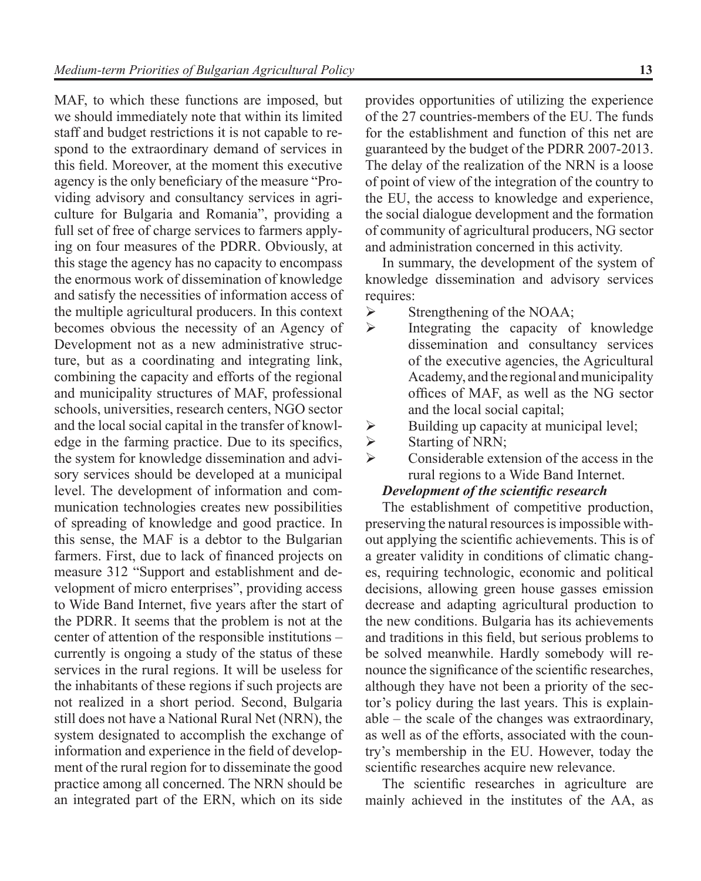MAF, to which these functions are imposed, but we should immediately note that within its limited staff and budget restrictions it is not capable to respond to the extraordinary demand of services in this field. Moreover, at the moment this executive agency is the only beneficiary of the measure "Providing advisory and consultancy services in agriculture for Bulgaria and Romania", providing a full set of free of charge services to farmers applying on four measures of the PDRR. Obviously, at this stage the agency has no capacity to encompass the enormous work of dissemination of knowledge and satisfy the necessities of information access of the multiple agricultural producers. In this context becomes obvious the necessity of an Agency of Development not as a new administrative structure, but as a coordinating and integrating link, combining the capacity and efforts of the regional and municipality structures of MAF, professional schools, universities, research centers, NGO sector and the local social capital in the transfer of knowledge in the farming practice. Due to its specifics, the system for knowledge dissemination and advisory services should be developed at a municipal level. The development of information and communication technologies creates new possibilities of spreading of knowledge and good practice. In this sense, the MAF is a debtor to the Bulgarian farmers. First, due to lack of financed projects on measure 312 "Support and establishment and development of micro enterprises", providing access to Wide Band Internet, five years after the start of the PDRR. It seems that the problem is not at the center of attention of the responsible institutions – currently is ongoing a study of the status of these services in the rural regions. It will be useless for the inhabitants of these regions if such projects are not realized in a short period. Second, Bulgaria still does not have a National Rural Net (NRN), the system designated to accomplish the exchange of information and experience in the field of development of the rural region for to disseminate the good practice among all concerned. The NRN should be an integrated part of the ERN, which on its side provides opportunities of utilizing the experience of the 27 countries-members of the EU. The funds for the establishment and function of this net are guaranteed by the budget of the PDRR 2007-2013. The delay of the realization of the NRN is a loose of point of view of the integration of the country to the EU, the access to knowledge and experience, the social dialogue development and the formation of community of agricultural producers, NG sector and administration concerned in this activity.

In summary, the development of the system of knowledge dissemination and advisory services requires:

- Strengthening of the NOAA;
- Integrating the capacity of knowledge dissemination and consultancy services of the executive agencies, the Agricultural Academy, and the regional and municipality offices of MAF, as well as the NG sector and the local social capital;
- Building up capacity at municipal level;
- Starting of NRN;
- Considerable extension of the access in the rural regions to a Wide Band Internet.

***Development of the scientific research***

The establishment of competitive production, preserving the natural resources is impossible without applying the scientific achievements. This is of a greater validity in conditions of climatic changes, requiring technologic, economic and political decisions, allowing green house gasses emission decrease and adapting agricultural production to the new conditions. Bulgaria has its achievements and traditions in this field, but serious problems to be solved meanwhile. Hardly somebody will renounce the significance of the scientific researches, although they have not been a priority of the sector's policy during the last years. This is explainable – the scale of the changes was extraordinary, as well as of the efforts, associated with the country's membership in the EU. However, today the scientific researches acquire new relevance.

The scientific researches in agriculture are mainly achieved in the institutes of the AA, as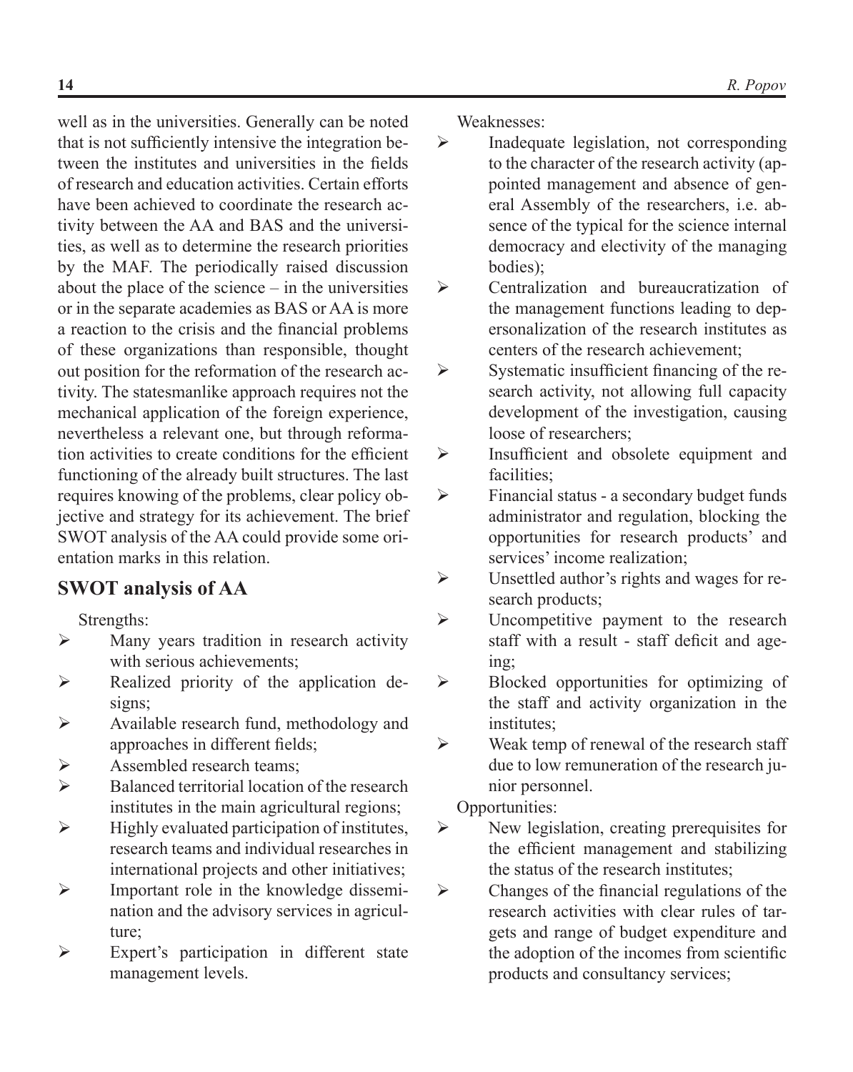well as in the universities. Generally can be noted that is not sufficiently intensive the integration between the institutes and universities in the fields of research and education activities. Certain efforts have been achieved to coordinate the research activity between the AA and BAS and the universities, as well as to determine the research priorities by the MAF. The periodically raised discussion about the place of the science – in the universities or in the separate academies as BAS or AA is more a reaction to the crisis and the financial problems of these organizations than responsible, thought out position for the reformation of the research activity. The statesmanlike approach requires not the mechanical application of the foreign experience, nevertheless a relevant one, but through reformation activities to create conditions for the efficient functioning of the already built structures. The last requires knowing of the problems, clear policy objective and strategy for its achievement. The brief SWOT analysis of the AA could provide some orientation marks in this relation.

## SWOT analysis of AA

Strengths:

- Many years tradition in research activity with serious achievements;
- Realized priority of the application designs;
- Available research fund, methodology and approaches in different fields;
- Assembled research teams;
- Balanced territorial location of the research institutes in the main agricultural regions;
- Highly evaluated participation of institutes, research teams and individual researches in international projects and other initiatives;
- Important role in the knowledge dissemination and the advisory services in agriculture;
- Expert's participation in different state management levels.

Weaknesses:

- Inadequate legislation, not corresponding to the character of the research activity (appointed management and absence of general Assembly of the researchers, i.e. absence of the typical for the science internal democracy and electivity of the managing bodies);
- Centralization and bureaucratization of the management functions leading to depersonalization of the research institutes as centers of the research achievement;
- Systematic insufficient financing of the research activity, not allowing full capacity development of the investigation, causing loose of researchers;
- Insufficient and obsolete equipment and facilities;
- Financial status - a secondary budget funds administrator and regulation, blocking the opportunities for research products' and services' income realization;
- Unsettled author's rights and wages for research products;
- Uncompetitive payment to the research staff with a result - staff deficit and ageing;
- Blocked opportunities for optimizing of the staff and activity organization in the institutes;
- Weak temp of renewal of the research staff due to low remuneration of the research junior personnel.

Opportunities:

- New legislation, creating prerequisites for the efficient management and stabilizing the status of the research institutes;
- Changes of the financial regulations of the research activities with clear rules of targets and range of budget expenditure and the adoption of the incomes from scientific products and consultancy services;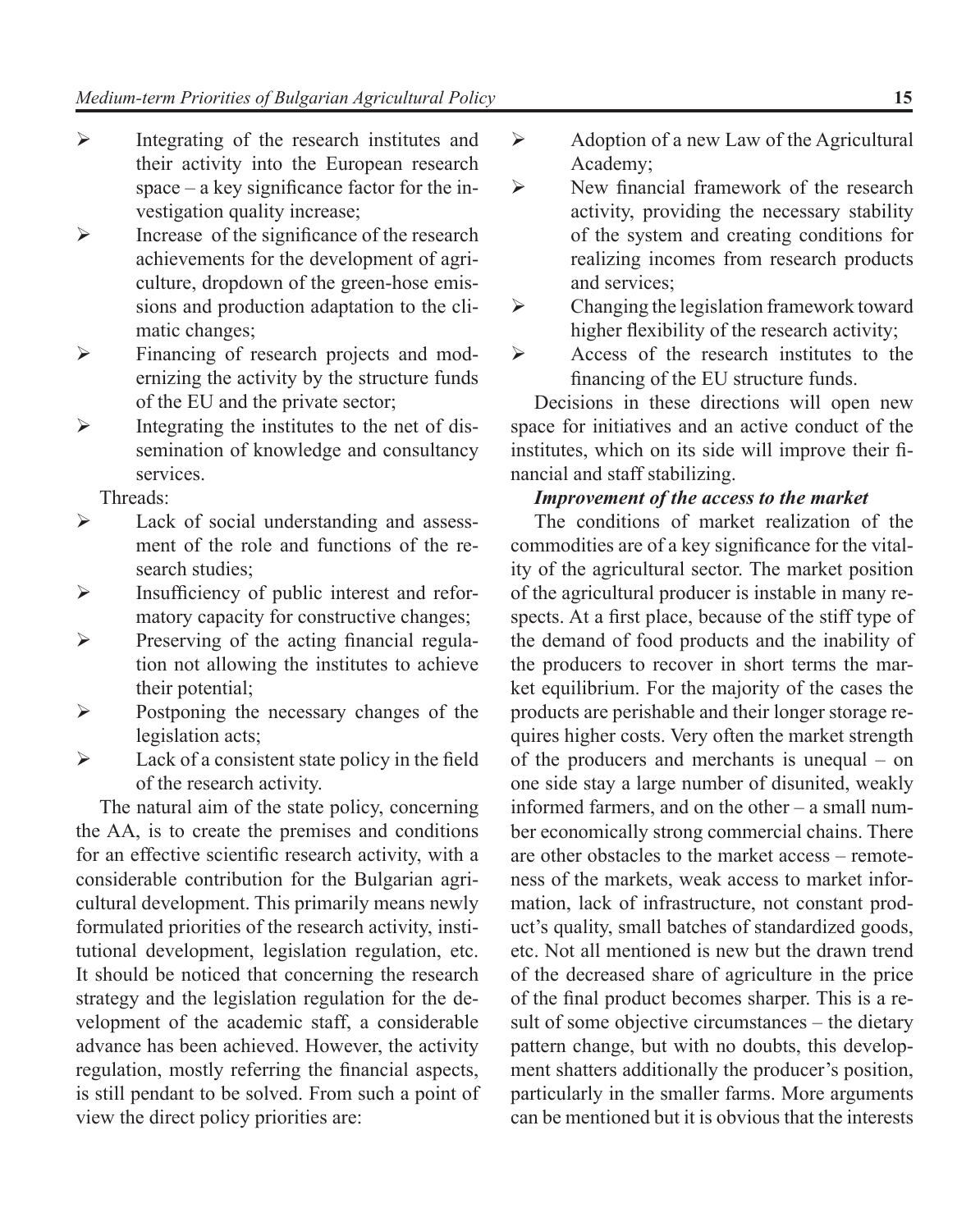- Integrating of the research institutes and their activity into the European research space – a key significance factor for the investigation quality increase;
- Increase of the significance of the research achievements for the development of agriculture, dropdown of the green-hose emissions and production adaptation to the climatic changes;
- Financing of research projects and modernizing the activity by the structure funds of the EU and the private sector;
- Integrating the institutes to the net of dissemination of knowledge and consultancy services.

Threads:

- Lack of social understanding and assessment of the role and functions of the research studies;
- Insufficiency of public interest and reformatory capacity for constructive changes;
- Preserving of the acting financial regulation not allowing the institutes to achieve their potential;
- Postponing the necessary changes of the legislation acts;
- Lack of a consistent state policy in the field of the research activity.

The natural aim of the state policy, concerning the AA, is to create the premises and conditions for an effective scientific research activity, with a considerable contribution for the Bulgarian agricultural development. This primarily means newly formulated priorities of the research activity, institutional development, legislation regulation, etc. It should be noticed that concerning the research strategy and the legislation regulation for the development of the academic staff, a considerable advance has been achieved. However, the activity regulation, mostly referring the financial aspects, is still pendant to be solved. From such a point of view the direct policy priorities are:

- Adoption of a new Law of the Agricultural Academy;
- New financial framework of the research activity, providing the necessary stability of the system and creating conditions for realizing incomes from research products and services;
- Changing the legislation framework toward higher flexibility of the research activity;
- Access of the research institutes to the financing of the EU structure funds.

Decisions in these directions will open new space for initiatives and an active conduct of the institutes, which on its side will improve their financial and staff stabilizing.

***Improvement of the access to the market***

The conditions of market realization of the commodities are of a key significance for the vitality of the agricultural sector. The market position of the agricultural producer is instable in many respects. At a first place, because of the stiff type of the demand of food products and the inability of the producers to recover in short terms the market equilibrium. For the majority of the cases the products are perishable and their longer storage requires higher costs. Very often the market strength of the producers and merchants is unequal – on one side stay a large number of disunited, weakly informed farmers, and on the other – a small number economically strong commercial chains. There are other obstacles to the market access – remoteness of the markets, weak access to market information, lack of infrastructure, not constant product's quality, small batches of standardized goods, etc. Not all mentioned is new but the drawn trend of the decreased share of agriculture in the price of the final product becomes sharper. This is a result of some objective circumstances – the dietary pattern change, but with no doubts, this development shatters additionally the producer's position, particularly in the smaller farms. More arguments can be mentioned but it is obvious that the interests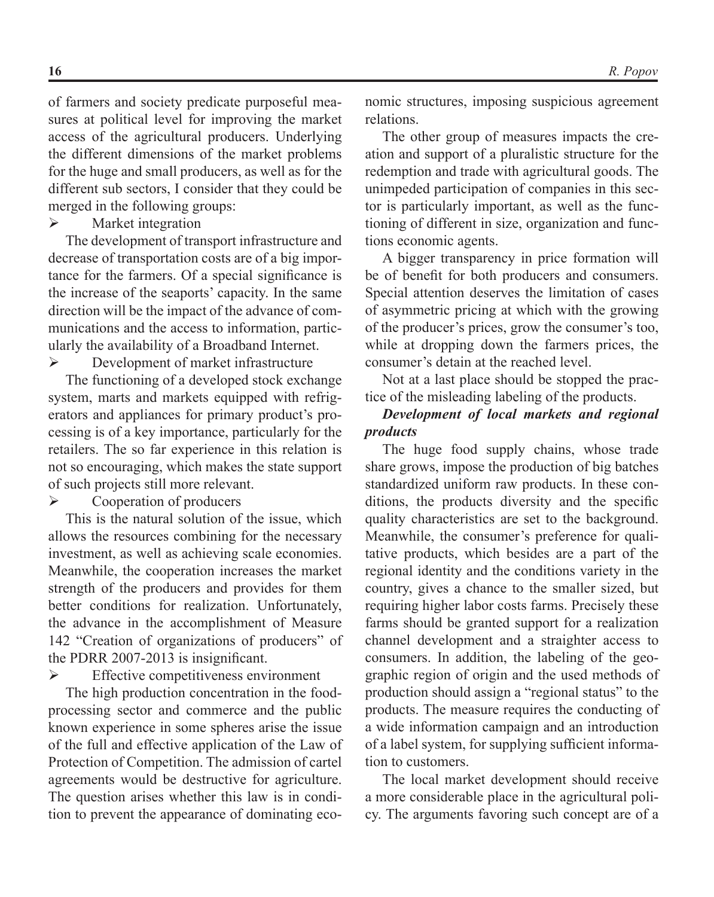of farmers and society predicate purposeful measures at political level for improving the market access of the agricultural producers. Underlying the different dimensions of the market problems for the huge and small producers, as well as for the different sub sectors, I consider that they could be merged in the following groups:

- Market integration

The development of transport infrastructure and decrease of transportation costs are of a big importance for the farmers. Of a special significance is the increase of the seaports' capacity. In the same direction will be the impact of the advance of communications and the access to information, particularly the availability of a Broadband Internet.

- Development of market infrastructure

The functioning of a developed stock exchange system, marts and markets equipped with refrigerators and appliances for primary product's processing is of a key importance, particularly for the retailers. The so far experience in this relation is not so encouraging, which makes the state support of such projects still more relevant.

- Cooperation of producers

This is the natural solution of the issue, which allows the resources combining for the necessary investment, as well as achieving scale economies. Meanwhile, the cooperation increases the market strength of the producers and provides for them better conditions for realization. Unfortunately, the advance in the accomplishment of Measure 142 "Creation of organizations of producers" of the PDRR 2007-2013 is insignificant.

- Effective competitiveness environment

The high production concentration in the food-processing sector and commerce and the public known experience in some spheres arise the issue of the full and effective application of the Law of Protection of Competition. The admission of cartel agreements would be destructive for agriculture. The question arises whether this law is in condition to prevent the appearance of dominating economic structures, imposing suspicious agreement relations.

The other group of measures impacts the creation and support of a pluralistic structure for the redemption and trade with agricultural goods. The unimpeded participation of companies in this sector is particularly important, as well as the functioning of different in size, organization and functions economic agents.

A bigger transparency in price formation will be of benefit for both producers and consumers. Special attention deserves the limitation of cases of asymmetric pricing at which with the growing of the producer's prices, grow the consumer's too, while at dropping down the farmers prices, the consumer's detain at the reached level.

Not at a last place should be stopped the practice of the misleading labeling of the products.

***Development of local markets and regional products***

The huge food supply chains, whose trade share grows, impose the production of big batches standardized uniform raw products. In these conditions, the products diversity and the specific quality characteristics are set to the background. Meanwhile, the consumer's preference for qualitative products, which besides are a part of the regional identity and the conditions variety in the country, gives a chance to the smaller sized, but requiring higher labor costs farms. Precisely these farms should be granted support for a realization channel development and a straighter access to consumers. In addition, the labeling of the geographic region of origin and the used methods of production should assign a "regional status" to the products. The measure requires the conducting of a wide information campaign and an introduction of a label system, for supplying sufficient information to customers.

The local market development should receive a more considerable place in the agricultural policy. The arguments favoring such concept are of a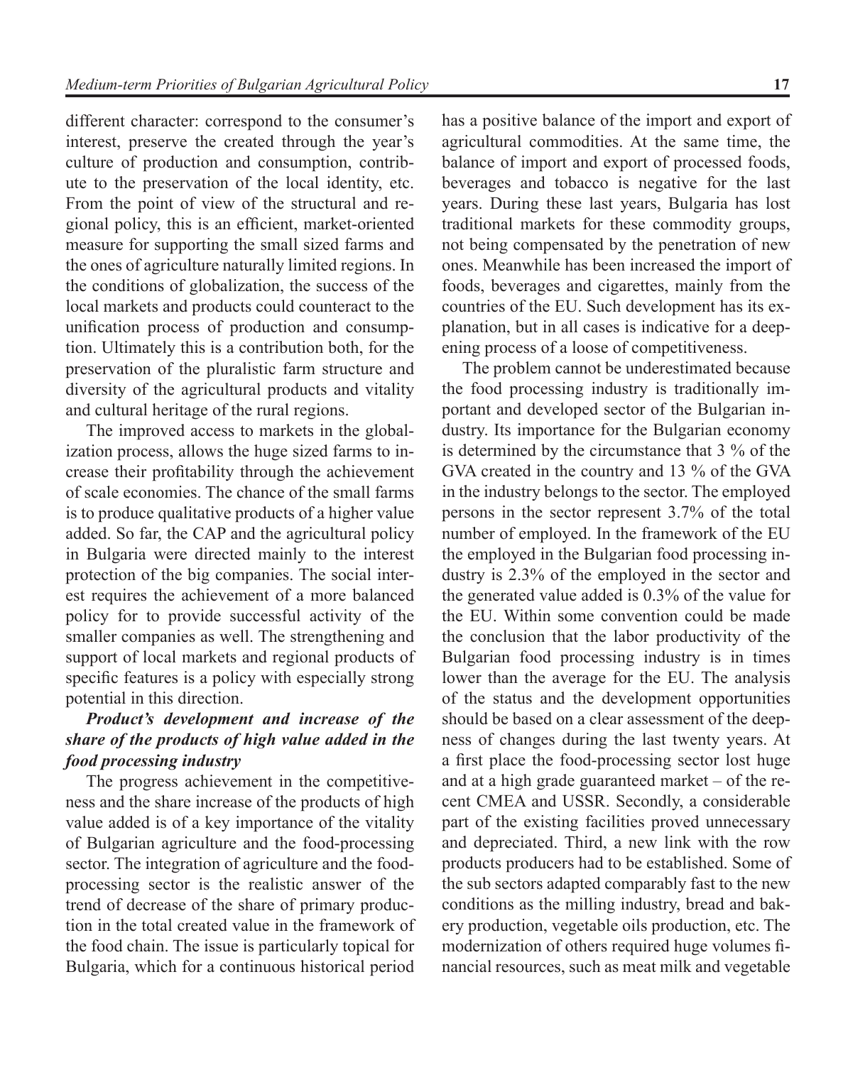different character: correspond to the consumer's interest, preserve the created through the year's culture of production and consumption, contribute to the preservation of the local identity, etc. From the point of view of the structural and regional policy, this is an efficient, market-oriented measure for supporting the small sized farms and the ones of agriculture naturally limited regions. In the conditions of globalization, the success of the local markets and products could counteract to the unification process of production and consumption. Ultimately this is a contribution both, for the preservation of the pluralistic farm structure and diversity of the agricultural products and vitality and cultural heritage of the rural regions.

The improved access to markets in the globalization process, allows the huge sized farms to increase their profitability through the achievement of scale economies. The chance of the small farms is to produce qualitative products of a higher value added. So far, the CAP and the agricultural policy in Bulgaria were directed mainly to the interest protection of the big companies. The social interest requires the achievement of a more balanced policy for to provide successful activity of the smaller companies as well. The strengthening and support of local markets and regional products of specific features is a policy with especially strong potential in this direction.

***Product's development and increase of the share of the products of high value added in the food processing industry***

The progress achievement in the competitiveness and the share increase of the products of high value added is of a key importance of the vitality of Bulgarian agriculture and the food-processing sector. The integration of agriculture and the food-processing sector is the realistic answer of the trend of decrease of the share of primary production in the total created value in the framework of the food chain. The issue is particularly topical for Bulgaria, which for a continuous historical period has a positive balance of the import and export of agricultural commodities. At the same time, the balance of import and export of processed foods, beverages and tobacco is negative for the last years. During these last years, Bulgaria has lost traditional markets for these commodity groups, not being compensated by the penetration of new ones. Meanwhile has been increased the import of foods, beverages and cigarettes, mainly from the countries of the EU. Such development has its explanation, but in all cases is indicative for a deepening process of a loose of competitiveness.

The problem cannot be underestimated because the food processing industry is traditionally important and developed sector of the Bulgarian industry. Its importance for the Bulgarian economy is determined by the circumstance that 3 % of the GVA created in the country and 13 % of the GVA in the industry belongs to the sector. The employed persons in the sector represent 3.7% of the total number of employed. In the framework of the EU the employed in the Bulgarian food processing industry is 2.3% of the employed in the sector and the generated value added is 0.3% of the value for the EU. Within some convention could be made the conclusion that the labor productivity of the Bulgarian food processing industry is in times lower than the average for the EU. The analysis of the status and the development opportunities should be based on a clear assessment of the deepness of changes during the last twenty years. At a first place the food-processing sector lost huge and at a high grade guaranteed market – of the recent CMEA and USSR. Secondly, a considerable part of the existing facilities proved unnecessary and depreciated. Third, a new link with the row products producers had to be established. Some of the sub sectors adapted comparably fast to the new conditions as the milling industry, bread and bakery production, vegetable oils production, etc. The modernization of others required huge volumes financial resources, such as meat milk and vegetable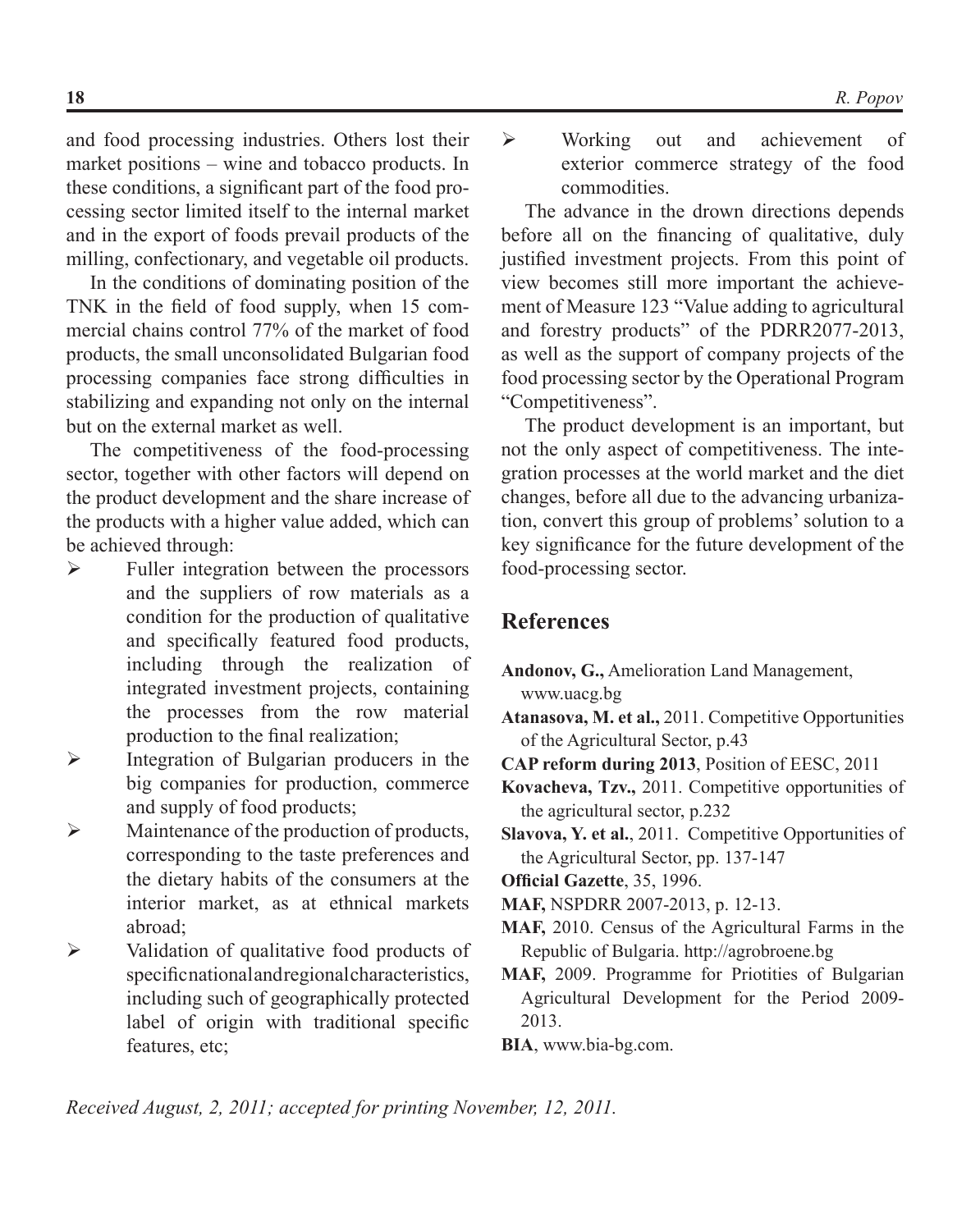and food processing industries. Others lost their market positions – wine and tobacco products. In these conditions, a significant part of the food processing sector limited itself to the internal market and in the export of foods prevail products of the milling, confectionary, and vegetable oil products.

In the conditions of dominating position of the TNK in the field of food supply, when 15 commercial chains control 77% of the market of food products, the small unconsolidated Bulgarian food processing companies face strong difficulties in stabilizing and expanding not only on the internal but on the external market as well.

The competitiveness of the food-processing sector, together with other factors will depend on the product development and the share increase of the products with a higher value added, which can be achieved through:

- Fuller integration between the processors and the suppliers of row materials as a condition for the production of qualitative and specifically featured food products, including through the realization of integrated investment projects, containing the processes from the row material production to the final realization;
- Integration of Bulgarian producers in the big companies for production, commerce and supply of food products;
- Maintenance of the production of products, corresponding to the taste preferences and the dietary habits of the consumers at the interior market, as at ethnical markets abroad;
- Validation of qualitative food products of specific national and regional characteristics, including such of geographically protected label of origin with traditional specific features, etc;
- Working out and achievement of exterior commerce strategy of the food commodities.

The advance in the drown directions depends before all on the financing of qualitative, duly justified investment projects. From this point of view becomes still more important the achievement of Measure 123 "Value adding to agricultural and forestry products" of the PDRR2077-2013, as well as the support of company projects of the food processing sector by the Operational Program "Competitiveness".

The product development is an important, but not the only aspect of competitiveness. The integration processes at the world market and the diet changes, before all due to the advancing urbanization, convert this group of problems' solution to a key significance for the future development of the food-processing sector.

## References

**Andonov, G.,** Amelioration Land Management, www.uacg.bg

**Atanasova, M. et al.,** 2011. Competitive Opportunities of the Agricultural Sector, p.43

**CAP reform during 2013**, Position of EESC, 2011

**Kovacheva, Tzv.,** 2011. Competitive opportunities of the agricultural sector, p.232

**Slavova, Y. et al.**, 2011. Competitive Opportunities of the Agricultural Sector, pp. 137-147

**Official Gazette**, 35, 1996.

**MAF,** NSPDRR 2007-2013, p. 12-13.

**MAF,** 2010. Census of the Agricultural Farms in the Republic of Bulgaria. http://agrobroene.bg

**MAF,** 2009. Programme for Priotities of Bulgarian Agricultural Development for the Period 2009-2013.

**BIA**, www.bia-bg.com.

*Received August, 2, 2011; accepted for printing November, 12, 2011.*